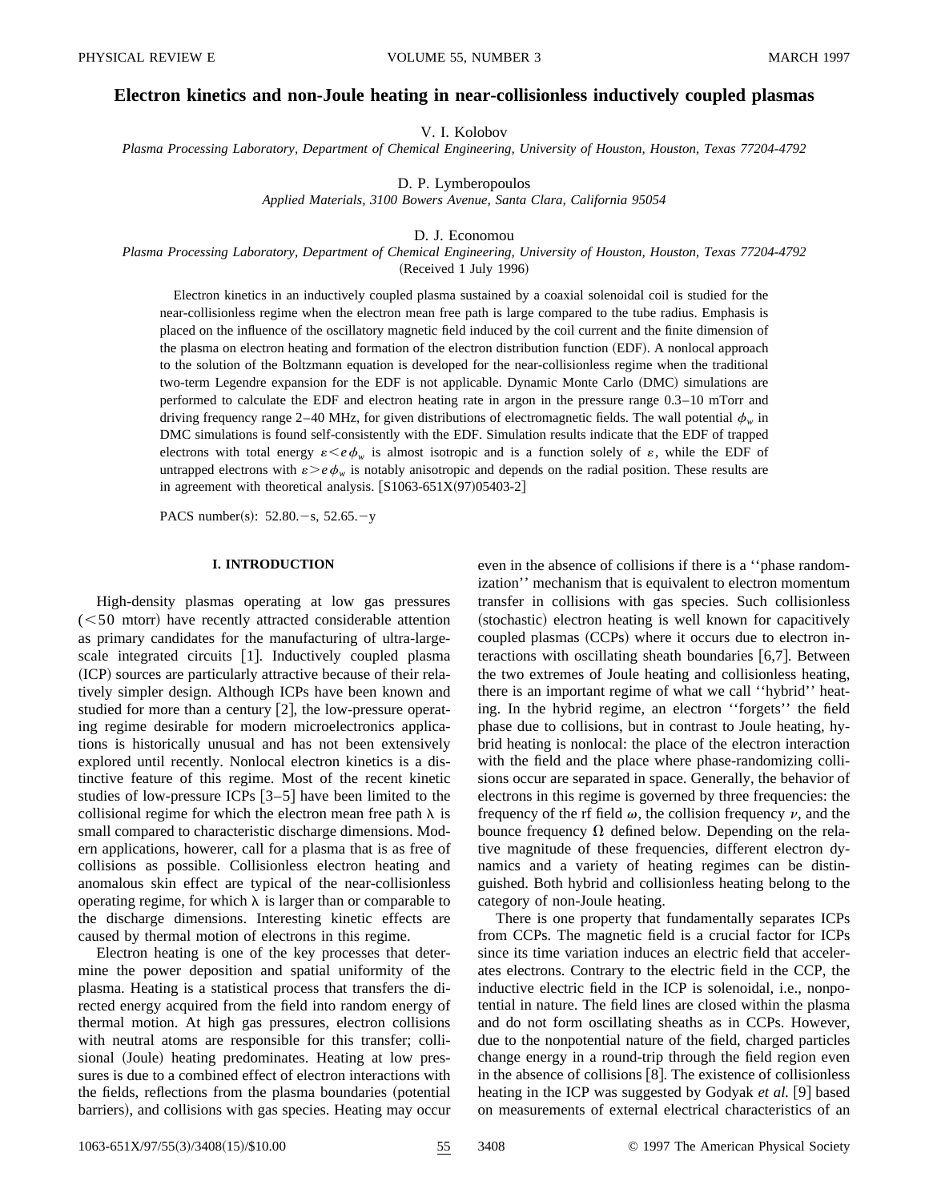# Electron kinetics and non-Joule heating in near-collisionless inductively coupled plasmas

V. I. Kolobov

*Plasma Processing Laboratory, Department of Chemical Engineering, University of Houston, Houston, Texas 77204-4792*

D. P. Lymberopoulos

*Applied Materials, 3100 Bowers Avenue, Santa Clara, California 95054*

D. J. Economou

*Plasma Processing Laboratory, Department of Chemical Engineering, University of Houston, Houston, Texas 77204-4792*

(Received 1 July 1996)

Electron kinetics in an inductively coupled plasma sustained by a coaxial solenoidal coil is studied for the near-collisionless regime when the electron mean free path is large compared to the tube radius. Emphasis is placed on the influence of the oscillatory magnetic field induced by the coil current and the finite dimension of the plasma on electron heating and formation of the electron distribution function (EDF). A nonlocal approach to the solution of the Boltzmann equation is developed for the near-collisionless regime when the traditional two-term Legendre expansion for the EDF is not applicable. Dynamic Monte Carlo (DMC) simulations are performed to calculate the EDF and electron heating rate in argon in the pressure range 0.3–10 mTorr and driving frequency range 2–40 MHz, for given distributions of electromagnetic fields. The wall potential $\phi_w$ in DMC simulations is found self-consistently with the EDF. Simulation results indicate that the EDF of trapped electrons with total energy $\varepsilon < e\phi_w$ is almost isotropic and is a function solely of $\varepsilon$, while the EDF of untrapped electrons with $\varepsilon > e\phi_w$ is notably anisotropic and depends on the radial position. These results are in agreement with theoretical analysis. [S1063-651X(97)05403-2]

PACS number(s): 52.80.−s, 52.65.−y

## I. INTRODUCTION

High-density plasmas operating at low gas pressures (<50 mtorr) have recently attracted considerable attention as primary candidates for the manufacturing of ultra-large-scale integrated circuits [1]. Inductively coupled plasma (ICP) sources are particularly attractive because of their relatively simpler design. Although ICPs have been known and studied for more than a century [2], the low-pressure operating regime desirable for modern microelectronics applications is historically unusual and has not been extensively explored until recently. Nonlocal electron kinetics is a distinctive feature of this regime. Most of the recent kinetic studies of low-pressure ICPs [3–5] have been limited to the collisional regime for which the electron mean free path $\lambda$ is small compared to characteristic discharge dimensions. Modern applications, however, call for a plasma that is as free of collisions as possible. Collisionless electron heating and anomalous skin effect are typical of the near-collisionless operating regime, for which $\lambda$ is larger than or comparable to the discharge dimensions. Interesting kinetic effects are caused by thermal motion of electrons in this regime.

Electron heating is one of the key processes that determine the power deposition and spatial uniformity of the plasma. Heating is a statistical process that transfers the directed energy acquired from the field into random energy of thermal motion. At high gas pressures, electron collisions with neutral atoms are responsible for this transfer; collisional (Joule) heating predominates. Heating at low pressures is due to a combined effect of electron interactions with the fields, reflections from the plasma boundaries (potential barriers), and collisions with gas species. Heating may occur even in the absence of collisions if there is a ''phase randomization'' mechanism that is equivalent to electron momentum transfer in collisions with gas species. Such collisionless (stochastic) electron heating is well known for capacitively coupled plasmas (CCPs) where it occurs due to electron interactions with oscillating sheath boundaries [6,7]. Between the two extremes of Joule heating and collisionless heating, there is an important regime of what we call ''hybrid'' heating. In the hybrid regime, an electron ''forgets'' the field phase due to collisions, but in contrast to Joule heating, hybrid heating is nonlocal: the place of the electron interaction with the field and the place where phase-randomizing collisions occur are separated in space. Generally, the behavior of electrons in this regime is governed by three frequencies: the frequency of the rf field $\omega$, the collision frequency $\nu$, and the bounce frequency $\Omega$ defined below. Depending on the relative magnitude of these frequencies, different electron dynamics and a variety of heating regimes can be distinguished. Both hybrid and collisionless heating belong to the category of non-Joule heating.

There is one property that fundamentally separates ICPs from CCPs. The magnetic field is a crucial factor for ICPs since its time variation induces an electric field that accelerates electrons. Contrary to the electric field in the CCP, the inductive electric field in the ICP is solenoidal, i.e., nonpotential in nature. The field lines are closed within the plasma and do not form oscillating sheaths as in CCPs. However, due to the nonpotential nature of the field, charged particles change energy in a round-trip through the field region even in the absence of collisions [8]. The existence of collisionless heating in the ICP was suggested by Godyak *et al.* [9] based on measurements of external electrical characteristics of an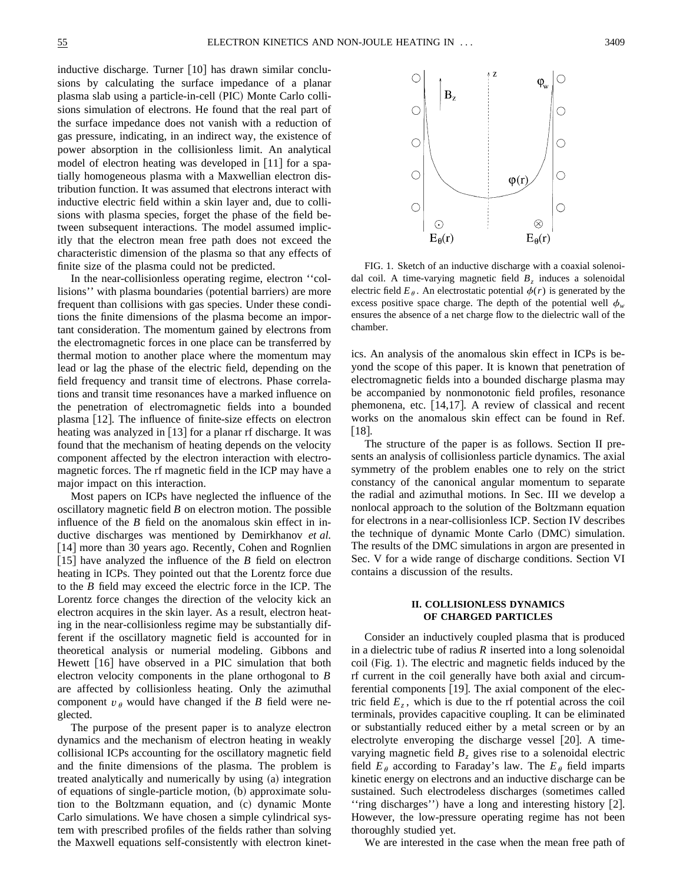inductive discharge. Turner [10] has drawn similar conclusions by calculating the surface impedance of a planar plasma slab using a particle-in-cell (PIC) Monte Carlo collisions simulation of electrons. He found that the real part of the surface impedance does not vanish with a reduction of gas pressure, indicating, in an indirect way, the existence of power absorption in the collisionless limit. An analytical model of electron heating was developed in [11] for a spatially homogeneous plasma with a Maxwellian electron distribution function. It was assumed that electrons interact with inductive electric field within a skin layer and, due to collisions with plasma species, forget the phase of the field between subsequent interactions. The model assumed implicitly that the electron mean free path does not exceed the characteristic dimension of the plasma so that any effects of finite size of the plasma could not be predicted.

In the near-collisionless operating regime, electron ''collisions'' with plasma boundaries (potential barriers) are more frequent than collisions with gas species. Under these conditions the finite dimensions of the plasma become an important consideration. The momentum gained by electrons from the electromagnetic forces in one place can be transferred by thermal motion to another place where the momentum may lead or lag the phase of the electric field, depending on the field frequency and transit time of electrons. Phase correlations and transit time resonances have a marked influence on the penetration of electromagnetic fields into a bounded plasma [12]. The influence of finite-size effects on electron heating was analyzed in [13] for a planar rf discharge. It was found that the mechanism of heating depends on the velocity component affected by the electron interaction with electromagnetic forces. The rf magnetic field in the ICP may have a major impact on this interaction.

Most papers on ICPs have neglected the influence of the oscillatory magnetic field $B$ on electron motion. The possible influence of the $B$ field on the anomalous skin effect in inductive discharges was mentioned by Demirkhanov *et al.* [14] more than 30 years ago. Recently, Cohen and Rognlien [15] have analyzed the influence of the $B$ field on electron heating in ICPs. They pointed out that the Lorentz force due to the $B$ field may exceed the electric force in the ICP. The Lorentz force changes the direction of the velocity kick an electron acquires in the skin layer. As a result, electron heating in the near-collisionless regime may be substantially different if the oscillatory magnetic field is accounted for in theoretical analysis or numerial modeling. Gibbons and Hewett [16] have observed in a PIC simulation that both electron velocity components in the plane orthogonal to $B$ are affected by collisionless heating. Only the azimuthal component $v_\theta$ would have changed if the $B$ field were neglected.

The purpose of the present paper is to analyze electron dynamics and the mechanism of electron heating in weakly collisional ICPs accounting for the oscillatory magnetic field and the finite dimensions of the plasma. The problem is treated analytically and numerically by using (a) integration of equations of single-particle motion, (b) approximate solution to the Boltzmann equation, and (c) dynamic Monte Carlo simulations. We have chosen a simple cylindrical system with prescribed profiles of the fields rather than solving the Maxwell equations self-consistently with electron kinetics. An analysis of the anomalous skin effect in ICPs is beyond the scope of this paper. It is known that penetration of electromagnetic fields into a bounded discharge plasma may be accompanied by nonmonotonic field profiles, resonance phemonena, etc. [14,17]. A review of classical and recent works on the anomalous skin effect can be found in Ref. [18].

FIG. 1. Sketch of an inductive discharge with a coaxial solenoidal coil. A time-varying magnetic field $B_z$ induces a solenoidal electric field $E_\theta$. An electrostatic potential $\phi(r)$ is generated by the excess positive space charge. The depth of the potential well $\phi_w$ ensures the absence of a net charge flow to the dielectric wall of the chamber.

The structure of the paper is as follows. Section II presents an analysis of collisionless particle dynamics. The axial symmetry of the problem enables one to rely on the strict constancy of the canonical angular momentum to separate the radial and azimuthal motions. In Sec. III we develop a nonlocal approach to the solution of the Boltzmann equation for electrons in a near-collisionless ICP. Section IV describes the technique of dynamic Monte Carlo (DMC) simulation. The results of the DMC simulations in argon are presented in Sec. V for a wide range of discharge conditions. Section VI contains a discussion of the results.

## II. COLLISIONLESS DYNAMICS OF CHARGED PARTICLES

Consider an inductively coupled plasma that is produced in a dielectric tube of radius $R$ inserted into a long solenoidal coil (Fig. 1). The electric and magnetic fields induced by the rf current in the coil generally have both axial and circumferential components [19]. The axial component of the electric field $E_z$, which is due to the rf potential across the coil terminals, provides capacitive coupling. It can be eliminated or substantially reduced either by a metal screen or by an electrolyte enveloping the discharge vessel [20]. A time-varying magnetic field $B_z$ gives rise to a solenoidal electric field $E_\theta$ according to Faraday's law. The $E_\theta$ field imparts kinetic energy on electrons and an inductive discharge can be sustained. Such electrodeless discharges (sometimes called ''ring discharges'') have a long and interesting history [2]. However, the low-pressure operating regime has not been thoroughly studied yet.

We are interested in the case when the mean free path of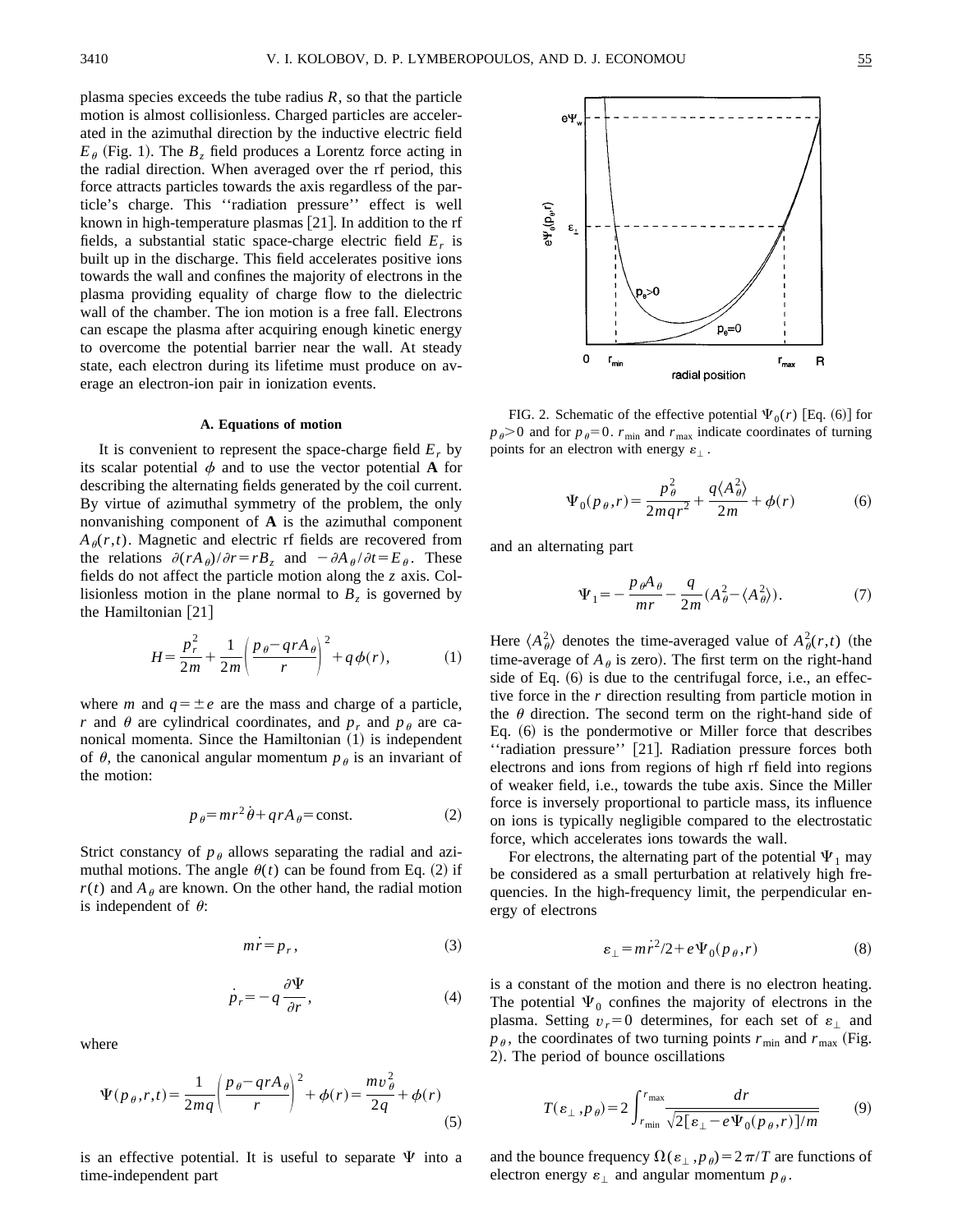plasma species exceeds the tube radius $R$, so that the particle motion is almost collisionless. Charged particles are accelerated in the azimuthal direction by the inductive electric field $E_\theta$ (Fig. 1). The $B_z$ field produces a Lorentz force acting in the radial direction. When averaged over the rf period, this force attracts particles towards the axis regardless of the particle's charge. This ''radiation pressure'' effect is well known in high-temperature plasmas [21]. In addition to the rf fields, a substantial static space-charge electric field $E_r$ is built up in the discharge. This field accelerates positive ions towards the wall and confines the majority of electrons in the plasma providing equality of charge flow to the dielectric wall of the chamber. The ion motion is a free fall. Electrons can escape the plasma after acquiring enough kinetic energy to overcome the potential barrier near the wall. At steady state, each electron during its lifetime must produce on average an electron-ion pair in ionization events.

### A. Equations of motion

It is convenient to represent the space-charge field $E_r$ by its scalar potential $\phi$ and to use the vector potential $\mathbf{A}$ for describing the alternating fields generated by the coil current. By virtue of azimuthal symmetry of the problem, the only nonvanishing component of $\mathbf{A}$ is the azimuthal component $A_\theta(r,t)$. Magnetic and electric rf fields are recovered from the relations $\partial(rA_\theta)/\partial r = rB_z$ and $-\partial A_\theta/\partial t = E_\theta$. These fields do not affect the particle motion along the $z$ axis. Collisionless motion in the plane normal to $B_z$ is governed by the Hamiltonian [21]

$$H = \frac{p_r^2}{2m} + \frac{1}{2m}\left(\frac{p_\theta - qrA_\theta}{r}\right)^2 + q\phi(r), \tag{1}$$

where $m$ and $q = \pm e$ are the mass and charge of a particle, $r$ and $\theta$ are cylindrical coordinates, and $p_r$ and $p_\theta$ are canonical momenta. Since the Hamiltonian (1) is independent of $\theta$, the canonical angular momentum $p_\theta$ is an invariant of the motion:

$$p_\theta = mr^2\dot{\theta} + qrA_\theta = \text{const.} \tag{2}$$

Strict constancy of $p_\theta$ allows separating the radial and azimuthal motions. The angle $\theta(t)$ can be found from Eq. (2) if $r(t)$ and $A_\theta$ are known. On the other hand, the radial motion is independent of $\theta$:

$$m\dot{r} = p_r, \tag{3}$$

$$\dot{p}_r = -q\frac{\partial \Psi}{\partial r}, \tag{4}$$

where

$$\Psi(p_\theta, r, t) = \frac{1}{2mq}\left(\frac{p_\theta - qrA_\theta}{r}\right)^2 + \phi(r) = \frac{mv_\theta^2}{2q} + \phi(r) \tag{5}$$

is an effective potential. It is useful to separate $\Psi$ into a time-independent part

FIG. 2. Schematic of the effective potential $\Psi_0(r)$ [Eq. (6)] for $p_\theta > 0$ and for $p_\theta = 0$. $r_{\min}$ and $r_{\max}$ indicate coordinates of turning points for an electron with energy $\varepsilon_\perp$.

$$\Psi_0(p_\theta, r) = \frac{p_\theta^2}{2mqr^2} + \frac{q\langle A_\theta^2\rangle}{2m} + \phi(r) \tag{6}$$

and an alternating part

$$\Psi_1 = -\frac{p_\theta A_\theta}{mr} - \frac{q}{2m}(A_\theta^2 - \langle A_\theta^2\rangle). \tag{7}$$

Here $\langle A_\theta^2\rangle$ denotes the time-averaged value of $A_\theta^2(r,t)$ (the time-average of $A_\theta$ is zero). The first term on the right-hand side of Eq. (6) is due to the centrifugal force, i.e., an effective force in the $r$ direction resulting from particle motion in the $\theta$ direction. The second term on the right-hand side of Eq. (6) is the pondermotive or Miller force that describes ''radiation pressure'' [21]. Radiation pressure forces both electrons and ions from regions of high rf field into regions of weaker field, i.e., towards the tube axis. Since the Miller force is inversely proportional to particle mass, its influence on ions is typically negligible compared to the electrostatic force, which accelerates ions towards the wall.

For electrons, the alternating part of the potential $\Psi_1$ may be considered as a small perturbation at relatively high frequencies. In the high-frequency limit, the perpendicular energy of electrons

$$\varepsilon_\perp = m\dot{r}^2/2 + e\Psi_0(p_\theta, r) \tag{8}$$

is a constant of the motion and there is no electron heating. The potential $\Psi_0$ confines the majority of electrons in the plasma. Setting $v_r = 0$ determines, for each set of $\varepsilon_\perp$ and $p_\theta$, the coordinates of two turning points $r_{\min}$ and $r_{\max}$ (Fig. 2). The period of bounce oscillations

$$T(\varepsilon_\perp, p_\theta) = 2\int_{r_{\min}}^{r_{\max}} \frac{dr}{\sqrt{2[\varepsilon_\perp - e\Psi_0(p_\theta, r)]/m}} \tag{9}$$

and the bounce frequency $\Omega(\varepsilon_\perp, p_\theta) = 2\pi/T$ are functions of electron energy $\varepsilon_\perp$ and angular momentum $p_\theta$.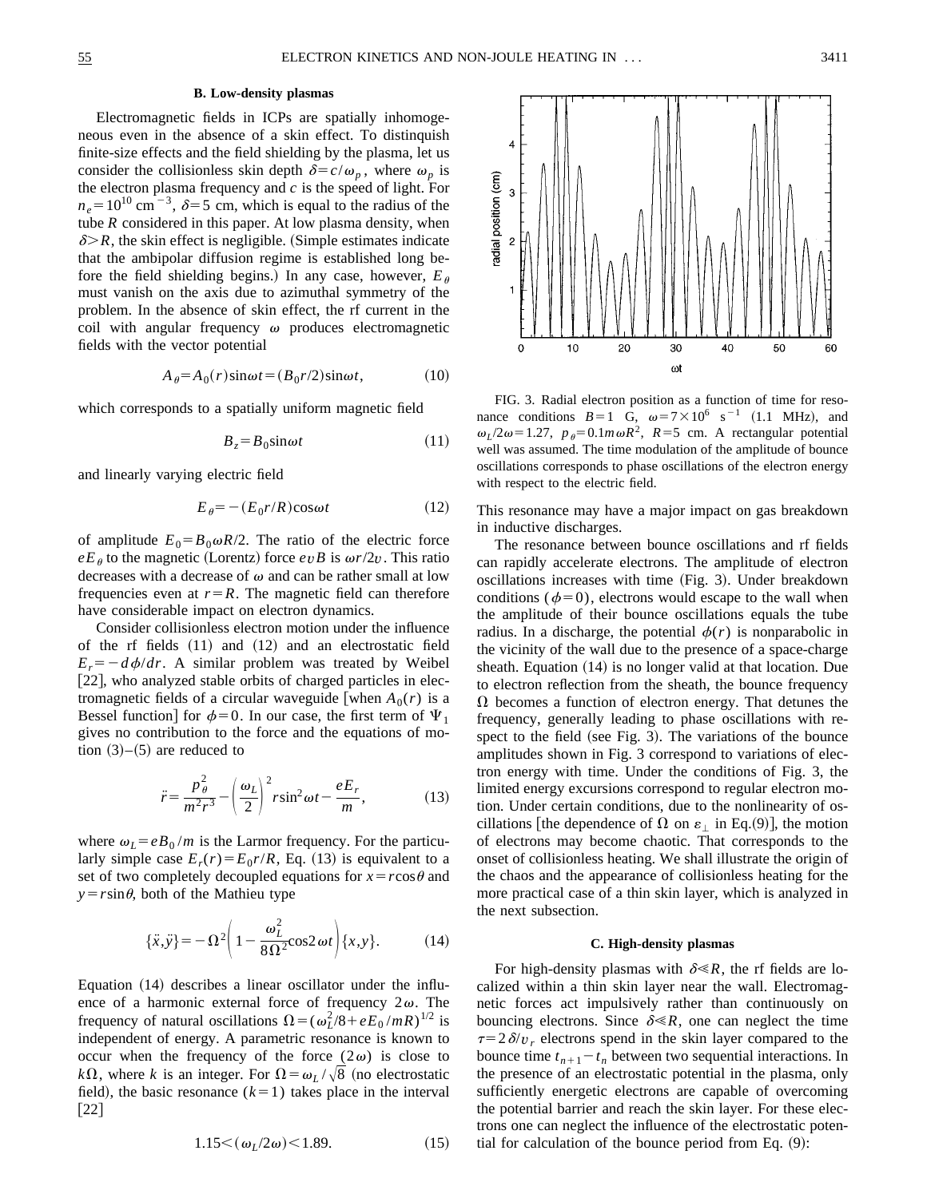### B. Low-density plasmas

Electromagnetic fields in ICPs are spatially inhomogeneous even in the absence of a skin effect. To distinquish finite-size effects and the field shielding by the plasma, let us consider the collisionless skin depth $\delta = c/\omega_p$, where $\omega_p$ is the electron plasma frequency and $c$ is the speed of light. For $n_e = 10^{10}$ cm$^{-3}$, $\delta = 5$ cm, which is equal to the radius of the tube $R$ considered in this paper. At low plasma density, when $\delta > R$, the skin effect is negligible. (Simple estimates indicate that the ambipolar diffusion regime is established long before the field shielding begins.) In any case, however, $E_\theta$ must vanish on the axis due to azimuthal symmetry of the problem. In the absence of skin effect, the rf current in the coil with angular frequency $\omega$ produces electromagnetic fields with the vector potential

$$A_\theta = A_0(r)\sin\omega t = (B_0 r/2)\sin\omega t, \tag{10}$$

which corresponds to a spatially uniform magnetic field

$$B_z = B_0 \sin\omega t \tag{11}$$

and linearly varying electric field

$$E_\theta = -(E_0 r/R)\cos\omega t \tag{12}$$

of amplitude $E_0 = B_0 \omega R/2$. The ratio of the electric force $eE_\theta$ to the magnetic (Lorentz) force $evB$ is $\omega r/2v$. This ratio decreases with a decrease of $\omega$ and can be rather small at low frequencies even at $r=R$. The magnetic field can therefore have considerable impact on electron dynamics.

Consider collisionless electron motion under the influence of the rf fields (11) and (12) and an electrostatic field $E_r = -d\phi/dr$. A similar problem was treated by Weibel [22], who analyzed stable orbits of charged particles in electromagnetic fields of a circular waveguide [when $A_0(r)$ is a Bessel function] for $\phi = 0$. In our case, the first term of $\Psi_1$ gives no contribution to the force and the equations of motion (3)–(5) are reduced to

$$\ddot{r} = \frac{p_\theta^2}{m^2 r^3} - \left(\frac{\omega_L}{2}\right)^2 r \sin^2\omega t - \frac{eE_r}{m}, \tag{13}$$

where $\omega_L = eB_0/m$ is the Larmor frequency. For the particularly simple case $E_r(r) = E_0 r/R$, Eq. (13) is equivalent to a set of two completely decoupled equations for $x = r\cos\theta$ and $y = r\sin\theta$, both of the Mathieu type

$$\{\ddot{x},\ddot{y}\} = -\Omega^2\left(1 - \frac{\omega_L^2}{8\Omega^2}\cos 2\omega t\right)\{x,y\}. \tag{14}$$

Equation (14) describes a linear oscillator under the influence of a harmonic external force of frequency $2\omega$. The frequency of natural oscillations $\Omega = (\omega_L^2/8 + eE_0/mR)^{1/2}$ is independent of energy. A parametric resonance is known to occur when the frequency of the force $(2\omega)$ is close to $k\Omega$, where $k$ is an integer. For $\Omega = \omega_L/\sqrt{8}$ (no electrostatic field), the basic resonance ($k=1$) takes place in the interval [22]

$$1.15 < (\omega_L/2\omega) < 1.89. \tag{15}$$

FIG. 3. Radial electron position as a function of time for resonance conditions $B = 1$ G, $\omega = 7\times10^6$ s$^{-1}$ (1.1 MHz), and $\omega_L/2\omega = 1.27$, $p_\theta = 0.1 m\omega R^2$, $R = 5$ cm. A rectangular potential well was assumed. The time modulation of the amplitude of bounce oscillations corresponds to phase oscillations of the electron energy with respect to the electric field.

This resonance may have a major impact on gas breakdown in inductive discharges.

The resonance between bounce oscillations and rf fields can rapidly accelerate electrons. The amplitude of electron oscillations increases with time (Fig. 3). Under breakdown conditions ($\phi = 0$), electrons would escape to the wall when the amplitude of their bounce oscillations equals the tube radius. In a discharge, the potential $\phi(r)$ is nonparabolic in the vicinity of the wall due to the presence of a space-charge sheath. Equation (14) is no longer valid at that location. Due to electron reflection from the sheath, the bounce frequency $\Omega$ becomes a function of electron energy. That detunes the frequency, generally leading to phase oscillations with respect to the field (see Fig. 3). The variations of the bounce amplitudes shown in Fig. 3 correspond to variations of electron energy with time. Under the conditions of Fig. 3, the limited energy excursions correspond to regular electron motion. Under certain conditions, due to the nonlinearity of oscillations [the dependence of $\Omega$ on $\varepsilon_\perp$ in Eq. (9)], the motion of electrons may become chaotic. That corresponds to the onset of collisionless heating. We shall illustrate the origin of the chaos and the appearance of collisionless heating for the more practical case of a thin skin layer, which is analyzed in the next subsection.

### C. High-density plasmas

For high-density plasmas with $\delta \ll R$, the rf fields are localized within a thin skin layer near the wall. Electromagnetic forces act impulsively rather than continuously on bouncing electrons. Since $\delta \ll R$, one can neglect the time $\tau = 2\delta/v_r$ electrons spend in the skin layer compared to the bounce time $t_{n+1} - t_n$ between two sequential interactions. In the presence of an electrostatic potential in the plasma, only sufficiently energetic electrons are capable of overcoming the potential barrier and reach the skin layer. For these electrons one can neglect the influence of the electrostatic potential for calculation of the bounce period from Eq. (9):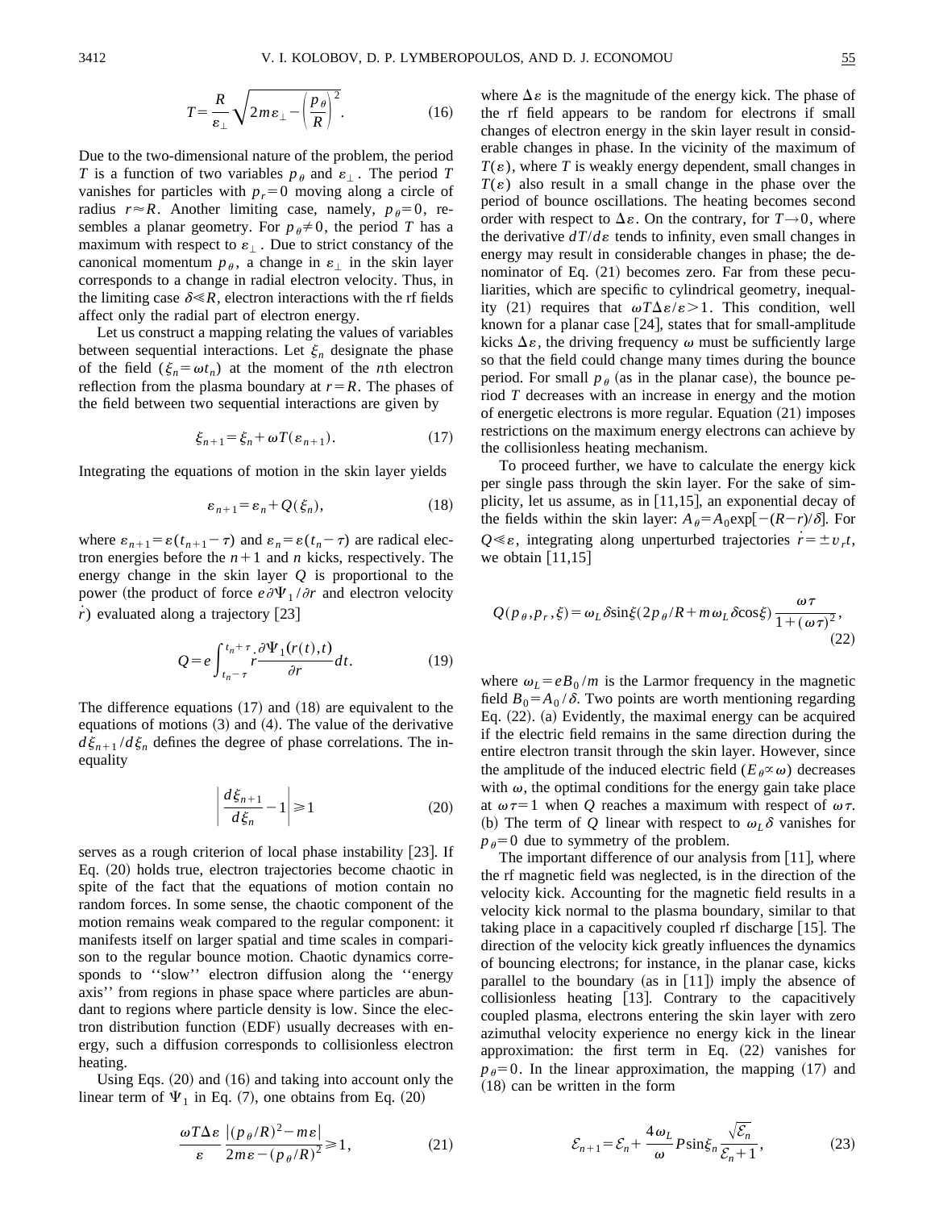$$T=\frac{R}{\varepsilon_\perp}\sqrt{2m\varepsilon_\perp-\left(\frac{p_\theta}{R}\right)^2}. \tag{16}$$

Due to the two-dimensional nature of the problem, the period $T$ is a function of two variables $p_\theta$ and $\varepsilon_\perp$. The period $T$ vanishes for particles with $p_r=0$ moving along a circle of radius $r\approx R$. Another limiting case, namely, $p_\theta=0$, resembles a planar geometry. For $p_\theta\neq 0$, the period $T$ has a maximum with respect to $\varepsilon_\perp$. Due to strict constancy of the canonical momentum $p_\theta$, a change in $\varepsilon_\perp$ in the skin layer corresponds to a change in radial electron velocity. Thus, in the limiting case $\delta\ll R$, electron interactions with the rf fields affect only the radial part of electron energy.

Let us construct a mapping relating the values of variables between sequential interactions. Let $\xi_n$ designate the phase of the field ($\xi_n=\omega t_n$) at the moment of the $n$th electron reflection from the plasma boundary at $r=R$. The phases of the field between two sequential interactions are given by

$$\xi_{n+1}=\xi_n+\omega T(\varepsilon_{n+1}). \tag{17}$$

Integrating the equations of motion in the skin layer yields

$$\varepsilon_{n+1}=\varepsilon_n+Q(\xi_n), \tag{18}$$

where $\varepsilon_{n+1}=\varepsilon(t_{n+1}-\tau)$ and $\varepsilon_n=\varepsilon(t_n-\tau)$ are radical electron energies before the $n+1$ and $n$ kicks, respectively. The energy change in the skin layer $Q$ is proportional to the power (the product of force $e\partial\Psi_1/\partial r$ and electron velocity $\dot{r}$) evaluated along a trajectory [23]

$$Q=e\int_{t_n-\tau}^{t_n+\tau}\dot{r}\frac{\partial\Psi_1(r(t),t)}{\partial r}dt. \tag{19}$$

The difference equations (17) and (18) are equivalent to the equations of motions (3) and (4). The value of the derivative $d\xi_{n+1}/d\xi_n$ defines the degree of phase correlations. The inequality

$$\left|\frac{d\xi_{n+1}}{d\xi_n}-1\right|\geqslant 1 \tag{20}$$

serves as a rough criterion of local phase instability [23]. If Eq. (20) holds true, electron trajectories become chaotic in spite of the fact that the equations of motion contain no random forces. In some sense, the chaotic component of the motion remains weak compared to the regular component: it manifests itself on larger spatial and time scales in comparison to the regular bounce motion. Chaotic dynamics corresponds to ''slow'' electron diffusion along the ''energy axis'' from regions in phase space where particles are abundant to regions where particle density is low. Since the electron distribution function (EDF) usually decreases with energy, such a diffusion corresponds to collisionless electron heating.

Using Eqs. (20) and (16) and taking into account only the linear term of $\Psi_1$ in Eq. (7), one obtains from Eq. (20)

$$\frac{\omega T\Delta\varepsilon}{\varepsilon}\,\frac{|(p_\theta/R)^2-m\varepsilon|}{2m\varepsilon-(p_\theta/R)^2}\geqslant 1, \tag{21}$$

where $\Delta\varepsilon$ is the magnitude of the energy kick. The phase of the rf field appears to be random for electrons if small changes of electron energy in the skin layer result in considerable changes in phase. In the vicinity of the maximum of $T(\varepsilon)$, where $T$ is weakly energy dependent, small changes in $T(\varepsilon)$ also result in a small change in the phase over the period of bounce oscillations. The heating becomes second order with respect to $\Delta\varepsilon$. On the contrary, for $T\to 0$, where the derivative $dT/d\varepsilon$ tends to infinity, even small changes in energy may result in considerable changes in phase; the denominator of Eq. (21) becomes zero. Far from these peculiarities, which are specific to cylindrical geometry, inequality (21) requires that $\omega T\Delta\varepsilon/\varepsilon>1$. This condition, well known for a planar case [24], states that for small-amplitude kicks $\Delta\varepsilon$, the driving frequency $\omega$ must be sufficiently large so that the field could change many times during the bounce period. For small $p_\theta$ (as in the planar case), the bounce period $T$ decreases with an increase in energy and the motion of energetic electrons is more regular. Equation (21) imposes restrictions on the maximum energy electrons can achieve by the collisionless heating mechanism.

To proceed further, we have to calculate the energy kick per single pass through the skin layer. For the sake of simplicity, let us assume, as in [11,15], an exponential decay of the fields within the skin layer: $A_\theta=A_0\exp[-(R-r)/\delta]$. For $Q\ll\varepsilon$, integrating along unperturbed trajectories $\dot{r}=\pm v_r t$, we obtain [11,15]

$$Q(p_\theta,p_r,\xi)=\omega_L\delta\sin\xi(2p_\theta/R+m\omega_L\delta\cos\xi)\frac{\omega\tau}{1+(\omega\tau)^2}, \tag{22}$$

where $\omega_L=eB_0/m$ is the Larmor frequency in the magnetic field $B_0=A_0/\delta$. Two points are worth mentioning regarding Eq. (22). (a) Evidently, the maximal energy can be acquired if the electric field remains in the same direction during the entire electron transit through the skin layer. However, since the amplitude of the induced electric field ($E_\theta\propto\omega$) decreases with $\omega$, the optimal conditions for the energy gain take place at $\omega\tau=1$ when $Q$ reaches a maximum with respect of $\omega\tau$. (b) The term of $Q$ linear with respect to $\omega_L\delta$ vanishes for $p_\theta=0$ due to symmetry of the problem.

The important difference of our analysis from [11], where the rf magnetic field was neglected, is in the direction of the velocity kick. Accounting for the magnetic field results in a velocity kick normal to the plasma boundary, similar to that taking place in a capacitively coupled rf discharge [15]. The direction of the velocity kick greatly influences the dynamics of bouncing electrons; for instance, in the planar case, kicks parallel to the boundary (as in [11]) imply the absence of collisionless heating [13]. Contrary to the capacitively coupled plasma, electrons entering the skin layer with zero azimuthal velocity experience no energy kick in the linear approximation: the first term in Eq. (22) vanishes for $p_\theta=0$. In the linear approximation, the mapping (17) and (18) can be written in the form

$$\mathcal{E}_{n+1}=\mathcal{E}_n+\frac{4\omega_L}{\omega}P\sin\xi_n\frac{\sqrt{\mathcal{E}_n}}{\mathcal{E}_n+1}, \tag{23}$$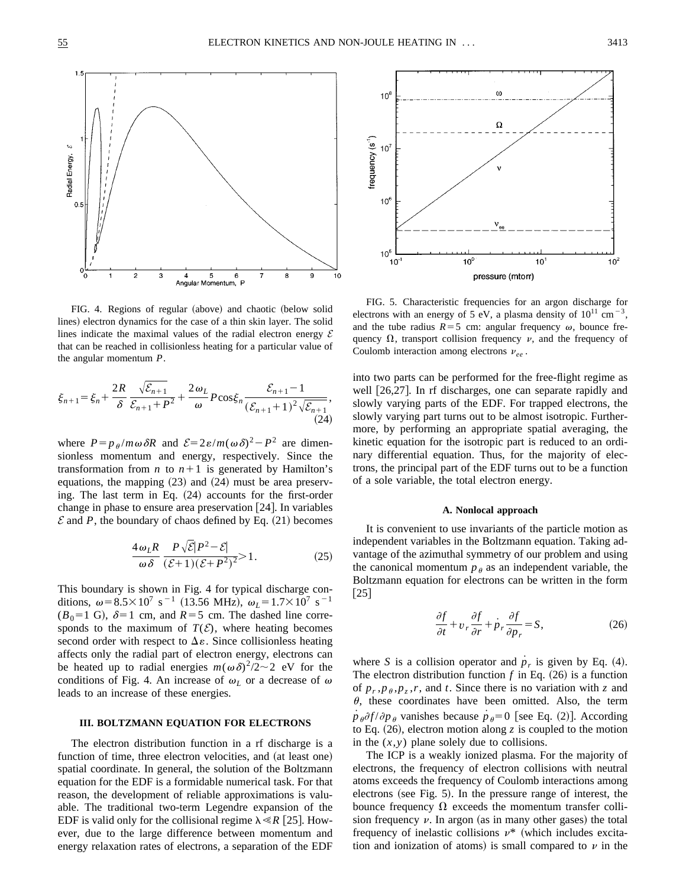FIG. 4. Regions of regular (above) and chaotic (below solid lines) electron dynamics for the case of a thin skin layer. The solid lines indicate the maximal values of the radial electron energy $\mathcal{E}$ that can be reached in collisionless heating for a particular value of the angular momentum $P$.

$$\xi_{n+1}=\xi_n+\frac{2R}{\delta}\frac{\sqrt{\mathcal{E}_{n+1}}}{\mathcal{E}_{n+1}+P^2}+\frac{2\omega_L}{\omega}P\cos\xi_n\frac{\mathcal{E}_{n+1}-1}{(\mathcal{E}_{n+1}+1)^2\sqrt{\mathcal{E}_{n+1}}},\tag{24}$$

where $P=p_\theta/m\omega\delta R$ and $\mathcal{E}=2\varepsilon/m(\omega\delta)^2-P^2$ are dimensionless momentum and energy, respectively. Since the transformation from $n$ to $n+1$ is generated by Hamilton's equations, the mapping (23) and (24) must be area preserving. The last term in Eq. (24) accounts for the first-order change in phase to ensure area preservation [24]. In variables $\mathcal{E}$ and $P$, the boundary of chaos defined by Eq. (21) becomes

$$\frac{4\omega_L R}{\omega\delta}\frac{P\sqrt{\mathcal{E}}|P^2-\mathcal{E}|}{(\mathcal{E}+1)(\mathcal{E}+P^2)^2}>1.\tag{25}$$

This boundary is shown in Fig. 4 for typical discharge conditions, $\omega=8.5\times10^7\ \mathrm{s}^{-1}$ (13.56 MHz), $\omega_L=1.7\times10^7\ \mathrm{s}^{-1}$ ($B_0=1$ G), $\delta=1$ cm, and $R=5$ cm. The dashed line corresponds to the maximum of $T(\mathcal{E})$, where heating becomes second order with respect to $\Delta\varepsilon$. Since collisionless heating affects only the radial part of electron energy, electrons can be heated up to radial energies $m(\omega\delta)^2/2\sim2$ eV for the conditions of Fig. 4. An increase of $\omega_L$ or a decrease of $\omega$ leads to an increase of these energies.

### III. BOLTZMANN EQUATION FOR ELECTRONS

The electron distribution function in a rf discharge is a function of time, three electron velocities, and (at least one) spatial coordinate. In general, the solution of the Boltzmann equation for the EDF is a formidable numerical task. For that reason, the development of reliable approximations is valuable. The traditional two-term Legendre expansion of the EDF is valid only for the collisional regime $\lambda\ll R$ [25]. However, due to the large difference between momentum and energy relaxation rates of electrons, a separation of the EDF into two parts can be performed for the free-flight regime as well [26,27]. In rf discharges, one can separate rapidly and slowly varying parts of the EDF. For trapped electrons, the slowly varying part turns out to be almost isotropic. Furthermore, by performing an appropriate spatial averaging, the kinetic equation for the isotropic part is reduced to an ordinary differential equation. Thus, for the majority of electrons, the principal part of the EDF turns out to be a function of a sole variable, the total electron energy.

FIG. 5. Characteristic frequencies for an argon discharge for electrons with an energy of 5 eV, a plasma density of $10^{11}\ \mathrm{cm}^{-3}$, and the tube radius $R=5$ cm: angular frequency $\omega$, bounce frequency $\Omega$, transport collision frequency $\nu$, and the frequency of Coulomb interaction among electrons $\nu_{ee}$.

#### A. Nonlocal approach

It is convenient to use invariants of the particle motion as independent variables in the Boltzmann equation. Taking advantage of the azimuthal symmetry of our problem and using the canonical momentum $p_\theta$ as an independent variable, the Boltzmann equation for electrons can be written in the form [25]

$$\frac{\partial f}{\partial t}+v_r\frac{\partial f}{\partial r}+\dot{p}_r\frac{\partial f}{\partial p_r}=S,\tag{26}$$

where $S$ is a collision operator and $\dot{p}_r$ is given by Eq. (4). The electron distribution function $f$ in Eq. (26) is a function of $p_r, p_\theta, p_z, r$, and $t$. Since there is no variation with $z$ and $\theta$, these coordinates have been omitted. Also, the term $\dot{p}_\theta\partial f/\partial p_\theta$ vanishes because $\dot{p}_\theta=0$ [see Eq. (2)]. According to Eq. (26), electron motion along $z$ is coupled to the motion in the $(x,y)$ plane solely due to collisions.

The ICP is a weakly ionized plasma. For the majority of electrons, the frequency of electron collisions with neutral atoms exceeds the frequency of Coulomb interactions among electrons (see Fig. 5). In the pressure range of interest, the bounce frequency $\Omega$ exceeds the momentum transfer collision frequency $\nu$. In argon (as in many other gases) the total frequency of inelastic collisions $\nu^*$ (which includes excitation and ionization of atoms) is small compared to $\nu$ in the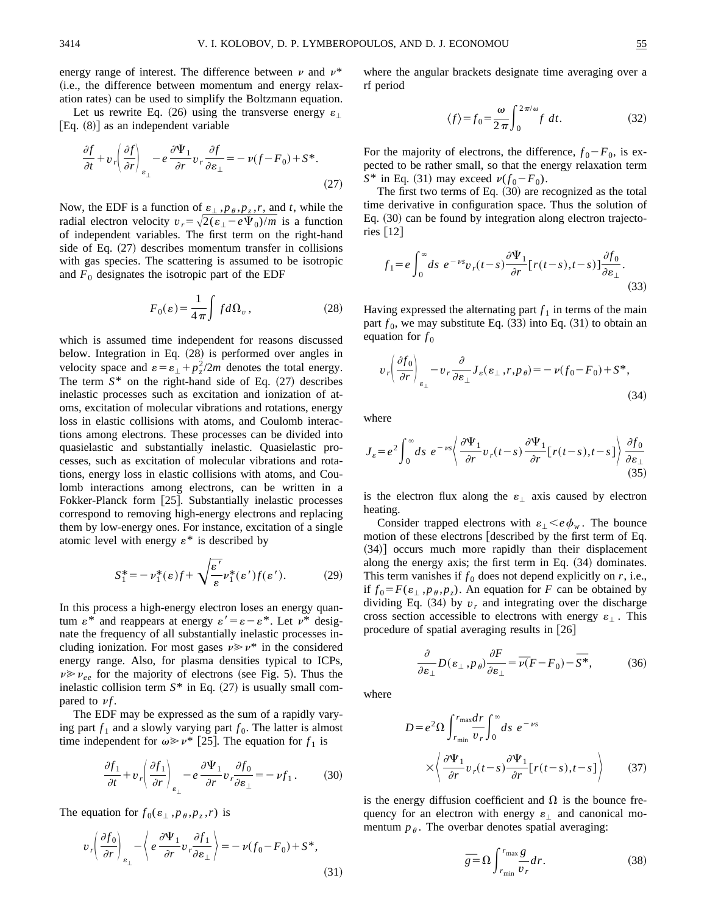energy range of interest. The difference between $\nu$ and $\nu^*$ (i.e., the difference between momentum and energy relaxation rates) can be used to simplify the Boltzmann equation.

Let us rewrite Eq. (26) using the transverse energy $\varepsilon_\perp$ [Eq. (8)] as an independent variable

$$\frac{\partial f}{\partial t}+v_r\left(\frac{\partial f}{\partial r}\right)_{\varepsilon_\perp}-e\frac{\partial \Psi_1}{\partial r}v_r\frac{\partial f}{\partial \varepsilon_\perp}=-\nu(f-F_0)+S^*. \tag{27}$$

Now, the EDF is a function of $\varepsilon_\perp, p_\theta, p_z, r$, and $t$, while the radial electron velocity $v_r=\sqrt{2(\varepsilon_\perp-e\Psi_0)/m}$ is a function of independent variables. The first term on the right-hand side of Eq. (27) describes momentum transfer in collisions with gas species. The scattering is assumed to be isotropic and $F_0$ designates the isotropic part of the EDF

$$F_0(\varepsilon)=\frac{1}{4\pi}\int f d\Omega_v, \tag{28}$$

which is assumed time independent for reasons discussed below. Integration in Eq. (28) is performed over angles in velocity space and $\varepsilon=\varepsilon_\perp+p_z^2/2m$ denotes the total energy. The term $S^*$ on the right-hand side of Eq. (27) describes inelastic processes such as excitation and ionization of atoms, excitation of molecular vibrations and rotations, energy loss in elastic collisions with atoms, and Coulomb interactions among electrons. These processes can be divided into quasielastic and substantially inelastic. Quasielastic processes, such as excitation of molecular vibrations and rotations, energy loss in elastic collisions with atoms, and Coulomb interactions among electrons, can be written in a Fokker-Planck form [25]. Substantially inelastic processes correspond to removing high-energy electrons and replacing them by low-energy ones. For instance, excitation of a single atomic level with energy $\varepsilon^*$ is described by

$$S_1^*=-\nu_1^*(\varepsilon)f+\sqrt{\frac{\varepsilon'}{\varepsilon}}\nu_1^*(\varepsilon')f(\varepsilon'). \tag{29}$$

In this process a high-energy electron loses an energy quantum $\varepsilon^*$ and reappears at energy $\varepsilon'=\varepsilon-\varepsilon^*$. Let $\nu^*$ designate the frequency of all substantially inelastic processes including ionization. For most gases $\nu\gg\nu^*$ in the considered energy range. Also, for plasma densities typical to ICPs, $\nu\gg\nu_{ee}$ for the majority of electrons (see Fig. 5). Thus the inelastic collision term $S^*$ in Eq. (27) is usually small compared to $\nu f$.

The EDF may be expressed as the sum of a rapidly varying part $f_1$ and a slowly varying part $f_0$. The latter is almost time independent for $\omega\gg\nu^*$ [25]. The equation for $f_1$ is

$$\frac{\partial f_1}{\partial t}+v_r\left(\frac{\partial f_1}{\partial r}\right)_{\varepsilon_\perp}-e\frac{\partial \Psi_1}{\partial r}v_r\frac{\partial f_0}{\partial \varepsilon_\perp}=-\nu f_1. \tag{30}$$

The equation for $f_0(\varepsilon_\perp, p_\theta, p_z, r)$ is

$$v_r\left(\frac{\partial f_0}{\partial r}\right)_{\varepsilon_\perp}-\left\langle e\frac{\partial \Psi_1}{\partial r}v_r\frac{\partial f_1}{\partial \varepsilon_\perp}\right\rangle=-\nu(f_0-F_0)+S^*, \tag{31}$$

where the angular brackets designate time averaging over a rf period

$$\langle f\rangle=f_0=\frac{\omega}{2\pi}\int_0^{2\pi/\omega}f\,dt. \tag{32}$$

For the majority of electrons, the difference, $f_0-F_0$, is expected to be rather small, so that the energy relaxation term $S^*$ in Eq. (31) may exceed $\nu(f_0-F_0)$.

The first two terms of Eq. (30) are recognized as the total time derivative in configuration space. Thus the solution of Eq. (30) can be found by integration along electron trajectories [12]

$$f_1=e\int_0^\infty ds\; e^{-\nu s}v_r(t-s)\frac{\partial \Psi_1}{\partial r}[r(t-s),t-s)]\frac{\partial f_0}{\partial \varepsilon_\perp}. \tag{33}$$

Having expressed the alternating part $f_1$ in terms of the main part $f_0$, we may substitute Eq. (33) into Eq. (31) to obtain an equation for $f_0$

$$v_r\left(\frac{\partial f_0}{\partial r}\right)_{\varepsilon_\perp}-v_r\frac{\partial}{\partial \varepsilon_\perp}J_\varepsilon(\varepsilon_\perp,r,p_\theta)=-\nu(f_0-F_0)+S^*, \tag{34}$$

where

$$J_\varepsilon=e^2\int_0^\infty ds\; e^{-\nu s}\left\langle \frac{\partial \Psi_1}{\partial r}v_r(t-s)\frac{\partial \Psi_1}{\partial r}[r(t-s),t-s]\right\rangle\frac{\partial f_0}{\partial \varepsilon_\perp} \tag{35}$$

is the electron flux along the $\varepsilon_\perp$ axis caused by electron heating.

Consider trapped electrons with $\varepsilon_\perp<e\phi_w$. The bounce motion of these electrons [described by the first term of Eq. (34)] occurs much more rapidly than their displacement along the energy axis; the first term in Eq. (34) dominates. This term vanishes if $f_0$ does not depend explicitly on $r$, i.e., if $f_0=F(\varepsilon_\perp,p_\theta,p_z)$. An equation for $F$ can be obtained by dividing Eq. (34) by $v_r$ and integrating over the discharge cross section accessible to electrons with energy $\varepsilon_\perp$. This procedure of spatial averaging results in [26]

$$\frac{\partial}{\partial \varepsilon_\perp}D(\varepsilon_\perp,p_\theta)\frac{\partial F}{\partial \varepsilon_\perp}=\overline{\nu(F-F_0)}-\overline{S^*}, \tag{36}$$

where

$$D=e^2\Omega\int_{r_{\min}}^{r_{\max}}\frac{dr}{v_r}\int_0^\infty ds\; e^{-\nu s}\times\left\langle \frac{\partial \Psi_1}{\partial r}v_r(t-s)\frac{\partial \Psi_1}{\partial r}[r(t-s),t-s]\right\rangle \tag{37}$$

is the energy diffusion coefficient and $\Omega$ is the bounce frequency for an electron with energy $\varepsilon_\perp$ and canonical momentum $p_\theta$. The overbar denotes spatial averaging:

$$\overline{g}=\Omega\int_{r_{\min}}^{r_{\max}}\frac{g}{v_r}dr. \tag{38}$$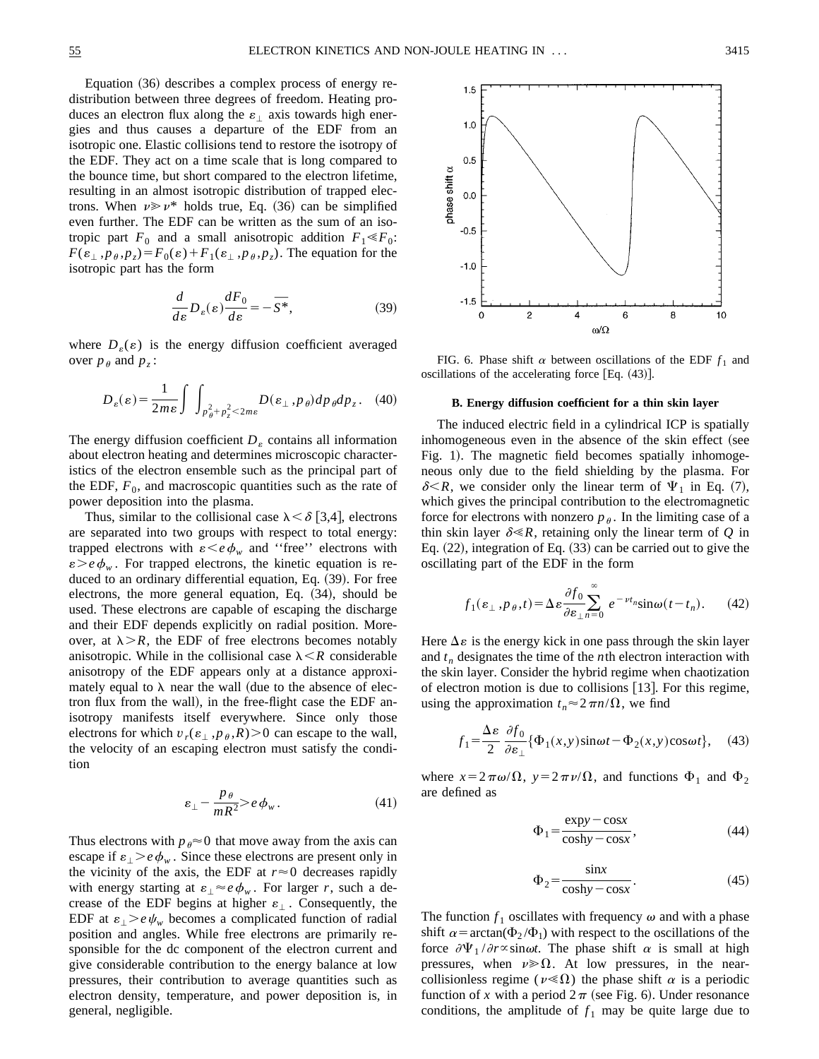Equation (36) describes a complex process of energy redistribution between three degrees of freedom. Heating produces an electron flux along the $\varepsilon_\perp$ axis towards high energies and thus causes a departure of the EDF from an isotropic one. Elastic collisions tend to restore the isotropy of the EDF. They act on a time scale that is long compared to the bounce time, but short compared to the electron lifetime, resulting in an almost isotropic distribution of trapped electrons. When $\nu \gg \nu^*$ holds true, Eq. (36) can be simplified even further. The EDF can be written as the sum of an isotropic part $F_0$ and a small anisotropic addition $F_1 \ll F_0$: $F(\varepsilon_\perp, p_\theta, p_z) = F_0(\varepsilon) + F_1(\varepsilon_\perp, p_\theta, p_z)$. The equation for the isotropic part has the form

$$\frac{d}{d\varepsilon} D_\varepsilon(\varepsilon) \frac{dF_0}{d\varepsilon} = -\overline{S^*}, \tag{39}$$

where $D_\varepsilon(\varepsilon)$ is the energy diffusion coefficient averaged over $p_\theta$ and $p_z$:

$$D_\varepsilon(\varepsilon) = \frac{1}{2m\varepsilon} \int \int_{p_\theta^2 + p_z^2 < 2m\varepsilon} D(\varepsilon_\perp, p_\theta) dp_\theta dp_z. \tag{40}$$

The energy diffusion coefficient $D_\varepsilon$ contains all information about electron heating and determines microscopic characteristics of the electron ensemble such as the principal part of the EDF, $F_0$, and macroscopic quantities such as the rate of power deposition into the plasma.

Thus, similar to the collisional case $\lambda < \delta$ [3,4], electrons are separated into two groups with respect to total energy: trapped electrons with $\varepsilon < e\phi_w$ and "free" electrons with $\varepsilon > e\phi_w$. For trapped electrons, the kinetic equation is reduced to an ordinary differential equation, Eq. (39). For free electrons, the more general equation, Eq. (34), should be used. These electrons are capable of escaping the discharge and their EDF depends explicitly on radial position. Moreover, at $\lambda > R$, the EDF of free electrons becomes notably anisotropic. While in the collisional case $\lambda < R$ considerable anisotropy of the EDF appears only at a distance approximately equal to $\lambda$ near the wall (due to the absence of electron flux from the wall), in the free-flight case the EDF anisotropy manifests itself everywhere. Since only those electrons for which $v_r(\varepsilon_\perp, p_\theta, R) > 0$ can escape to the wall, the velocity of an escaping electron must satisfy the condition

$$\varepsilon_\perp - \frac{p_\theta}{mR^2} > e\phi_w. \tag{41}$$

Thus electrons with $p_\theta \approx 0$ that move away from the axis can escape if $\varepsilon_\perp > e\phi_w$. Since these electrons are present only in the vicinity of the axis, the EDF at $r \approx 0$ decreases rapidly with energy starting at $\varepsilon_\perp \approx e\phi_w$. For larger $r$, such a decrease of the EDF begins at higher $\varepsilon_\perp$. Consequently, the EDF at $\varepsilon_\perp > e\psi_w$ becomes a complicated function of radial position and angles. While free electrons are primarily responsible for the dc component of the electron current and give considerable contribution to the energy balance at low pressures, their contribution to average quantities such as electron density, temperature, and power deposition is, in general, negligible.

FIG. 6. Phase shift $\alpha$ between oscillations of the EDF $f_1$ and oscillations of the accelerating force [Eq. (43)].

### B. Energy diffusion coefficient for a thin skin layer

The induced electric field in a cylindrical ICP is spatially inhomogeneous even in the absence of the skin effect (see Fig. 1). The magnetic field becomes spatially inhomogeneous only due to the field shielding by the plasma. For $\delta < R$, we consider only the linear term of $\Psi_1$ in Eq. (7), which gives the principal contribution to the electromagnetic force for electrons with nonzero $p_\theta$. In the limiting case of a thin skin layer $\delta \ll R$, retaining only the linear term of $Q$ in Eq. (22), integration of Eq. (33) can be carried out to give the oscillating part of the EDF in the form

$$f_1(\varepsilon_\perp, p_\theta, t) = \Delta\varepsilon \frac{\partial f_0}{\partial \varepsilon_\perp} \sum_{n=0}^{\infty} e^{-\nu t_n} \sin\omega(t - t_n). \tag{42}$$

Here $\Delta\varepsilon$ is the energy kick in one pass through the skin layer and $t_n$ designates the time of the $n$th electron interaction with the skin layer. Consider the hybrid regime when chaotization of electron motion is due to collisions [13]. For this regime, using the approximation $t_n \approx 2\pi n/\Omega$, we find

$$f_1 = \frac{\Delta\varepsilon}{2} \frac{\partial f_0}{\partial \varepsilon_\perp} \{\Phi_1(x,y)\sin\omega t - \Phi_2(x,y)\cos\omega t\}, \tag{43}$$

where $x = 2\pi\omega/\Omega$, $y = 2\pi\nu/\Omega$, and functions $\Phi_1$ and $\Phi_2$ are defined as

$$\Phi_1 = \frac{\exp y - \cos x}{\cosh y - \cos x}, \tag{44}$$

$$\Phi_2 = \frac{\sin x}{\cosh y - \cos x}. \tag{45}$$

The function $f_1$ oscillates with frequency $\omega$ and with a phase shift $\alpha = \arctan(\Phi_2/\Phi_1)$ with respect to the oscillations of the force $\partial\Psi_1/\partial r \propto \sin\omega t$. The phase shift $\alpha$ is small at high pressures, when $\nu \gg \Omega$. At low pressures, in the near-collisionless regime ($\nu \ll \Omega$) the phase shift $\alpha$ is a periodic function of $x$ with a period $2\pi$ (see Fig. 6). Under resonance conditions, the amplitude of $f_1$ may be quite large due to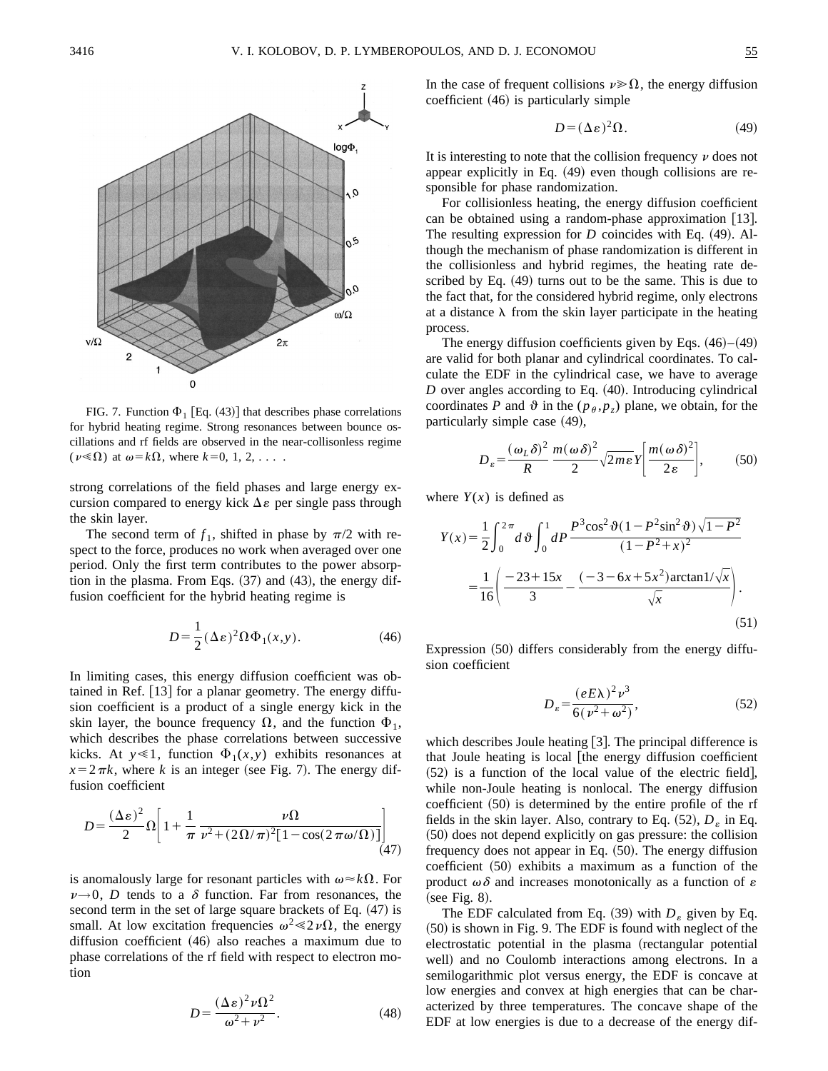FIG. 7. Function $\Phi_1$ [Eq. (43)] that describes phase correlations for hybrid heating regime. Strong resonances between bounce oscillations and rf fields are observed in the near-collisonless regime ($\nu \ll \Omega$) at $\omega = k\Omega$, where $k=0, 1, 2, \ldots$ .

strong correlations of the field phases and large energy excursion compared to energy kick $\Delta\varepsilon$ per single pass through the skin layer.

The second term of $f_1$, shifted in phase by $\pi/2$ with respect to the force, produces no work when averaged over one period. Only the first term contributes to the power absorption in the plasma. From Eqs. (37) and (43), the energy diffusion coefficient for the hybrid heating regime is

$$D = \frac{1}{2}(\Delta\varepsilon)^2 \Omega \Phi_1(x,y). \tag{46}$$

In limiting cases, this energy diffusion coefficient was obtained in Ref. [13] for a planar geometry. The energy diffusion coefficient is a product of a single energy kick in the skin layer, the bounce frequency $\Omega$, and the function $\Phi_1$, which describes the phase correlations between successive kicks. At $y \ll 1$, function $\Phi_1(x,y)$ exhibits resonances at $x = 2\pi k$, where $k$ is an integer (see Fig. 7). The energy diffusion coefficient

$$D = \frac{(\Delta\varepsilon)^2}{2}\Omega\left[1 + \frac{1}{\pi}\frac{\nu\Omega}{\nu^2 + (2\Omega/\pi)^2[1-\cos(2\pi\omega/\Omega)]}\right] \tag{47}$$

is anomalously large for resonant particles with $\omega \approx k\Omega$. For $\nu \to 0$, $D$ tends to a $\delta$ function. Far from resonances, the second term in the set of large square brackets of Eq. (47) is small. At low excitation frequencies $\omega^2 \ll 2\nu\Omega$, the energy diffusion coefficient (46) also reaches a maximum due to phase correlations of the rf field with respect to electron motion

$$D = \frac{(\Delta\varepsilon)^2 \nu \Omega^2}{\omega^2 + \nu^2}. \tag{48}$$

In the case of frequent collisions $\nu \gg \Omega$, the energy diffusion coefficient (46) is particularly simple

$$D = (\Delta\varepsilon)^2 \Omega. \tag{49}$$

It is interesting to note that the collision frequency $\nu$ does not appear explicitly in Eq. (49) even though collisions are responsible for phase randomization.

For collisionless heating, the energy diffusion coefficient can be obtained using a random-phase approximation [13]. The resulting expression for $D$ coincides with Eq. (49). Although the mechanism of phase randomization is different in the collisionless and hybrid regimes, the heating rate described by Eq. (49) turns out to be the same. This is due to the fact that, for the considered hybrid regime, only electrons at a distance λ from the skin layer participate in the heating process.

The energy diffusion coefficients given by Eqs. (46)–(49) are valid for both planar and cylindrical coordinates. To calculate the EDF in the cylindrical case, we have to average $D$ over angles according to Eq. (40). Introducing cylindrical coordinates $P$ and $\vartheta$ in the $(p_\theta, p_z)$ plane, we obtain, for the particularly simple case (49),

$$D_\varepsilon = \frac{(\omega_L \delta)^2}{R}\frac{m(\omega\delta)^2}{2}\sqrt{2m\varepsilon}\,Y\left[\frac{m(\omega\delta)^2}{2\varepsilon}\right], \tag{50}$$

where $Y(x)$ is defined as

$$\begin{aligned} Y(x) &= \frac{1}{2}\int_0^{2\pi} d\vartheta \int_0^1 dP \frac{P^3\cos^2\vartheta(1-P^2\sin^2\vartheta)\sqrt{1-P^2}}{(1-P^2+x)^2} \\ &= \frac{1}{16}\left(\frac{-23+15x}{3} - \frac{(-3-6x+5x^2)\arctan 1/\sqrt{x}}{\sqrt{x}}\right). \end{aligned} \tag{51}$$

Expression (50) differs considerably from the energy diffusion coefficient

$$D_\varepsilon = \frac{(eE\lambda)^2\nu^3}{6(\nu^2+\omega^2)}, \tag{52}$$

which describes Joule heating [3]. The principal difference is that Joule heating is local [the energy diffusion coefficient (52) is a function of the local value of the electric field], while non-Joule heating is nonlocal. The energy diffusion coefficient (50) is determined by the entire profile of the rf fields in the skin layer. Also, contrary to Eq. (52), $D_\varepsilon$ in Eq. (50) does not depend explicitly on gas pressure: the collision frequency does not appear in Eq. (50). The energy diffusion coefficient (50) exhibits a maximum as a function of the product $\omega\delta$ and increases monotonically as a function of $\varepsilon$ (see Fig. 8).

The EDF calculated from Eq. (39) with $D_\varepsilon$ given by Eq. (50) is shown in Fig. 9. The EDF is found with neglect of the electrostatic potential in the plasma (rectangular potential well) and no Coulomb interactions among electrons. In a semilogarithmic plot versus energy, the EDF is concave at low energies and convex at high energies that can be characterized by three temperatures. The concave shape of the EDF at low energies is due to a decrease of the energy dif-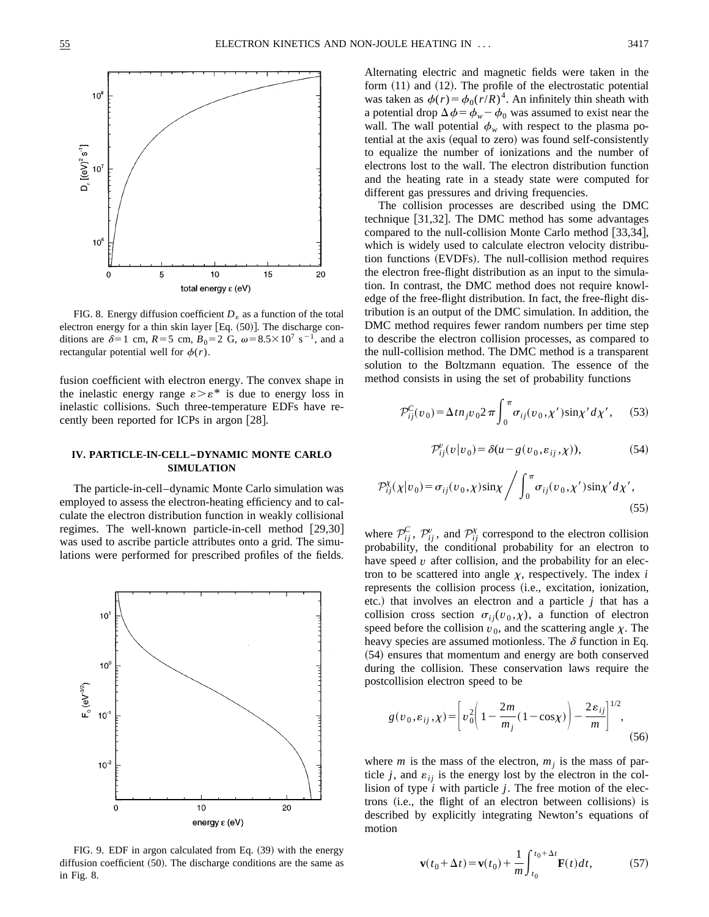FIG. 8. Energy diffusion coefficient $D_\varepsilon$ as a function of the total electron energy for a thin skin layer [Eq. (50)]. The discharge conditions are $\delta = 1$ cm, $R = 5$ cm, $B_0 = 2$ G, $\omega = 8.5 \times 10^7$ s$^{-1}$, and a rectangular potential well for $\phi(r)$.

fusion coefficient with electron energy. The convex shape in the inelastic energy range $\varepsilon > \varepsilon^*$ is due to energy loss in inelastic collisions. Such three-temperature EDFs have recently been reported for ICPs in argon [28].

## IV. PARTICLE-IN-CELL–DYNAMIC MONTE CARLO SIMULATION

The particle-in-cell–dynamic Monte Carlo simulation was employed to assess the electron-heating efficiency and to calculate the electron distribution function in weakly collisional regimes. The well-known particle-in-cell method [29,30] was used to ascribe particle attributes onto a grid. The simulations were performed for prescribed profiles of the fields.

FIG. 9. EDF in argon calculated from Eq. (39) with the energy diffusion coefficient (50). The discharge conditions are the same as in Fig. 8.

Alternating electric and magnetic fields were taken in the form (11) and (12). The profile of the electrostatic potential was taken as $\phi(r) = \phi_0 (r/R)^4$. An infinitely thin sheath with a potential drop $\Delta\phi = \phi_w - \phi_0$ was assumed to exist near the wall. The wall potential $\phi_w$ with respect to the plasma potential at the axis (equal to zero) was found self-consistently to equalize the number of ionizations and the number of electrons lost to the wall. The electron distribution function and the heating rate in a steady state were computed for different gas pressures and driving frequencies.

The collision processes are described using the DMC technique [31,32]. The DMC method has some advantages compared to the null-collision Monte Carlo method [33,34], which is widely used to calculate electron velocity distribution functions (EVDFs). The null-collision method requires the electron free-flight distribution as an input to the simulation. In contrast, the DMC method does not require knowledge of the free-flight distribution. In fact, the free-flight distribution is an output of the DMC simulation. In addition, the DMC method requires fewer random numbers per time step to describe the electron collision processes, as compared to the null-collision method. The DMC method is a transparent solution to the Boltzmann equation. The essence of the method consists in using the set of probability functions

$$\mathcal{P}_{ij}^{C}(v_0) = \Delta t n_j v_0 2\pi \int_0^\pi \sigma_{ij}(v_0, \chi') \sin\chi' \, d\chi', \tag{53}$$

$$\mathcal{P}_{ij}^{v}(v|v_0) = \delta(u - g(v_0, \varepsilon_{ij}, \chi)), \tag{54}$$

$$\mathcal{P}_{ij}^{\chi}(\chi|v_0) = \sigma_{ij}(v_0, \chi) \sin\chi \bigg/ \int_0^\pi \sigma_{ij}(v_0, \chi') \sin\chi' \, d\chi', \tag{55}$$

where $\mathcal{P}_{ij}^{C}$, $\mathcal{P}_{ij}^{v}$, and $\mathcal{P}_{ij}^{\chi}$ correspond to the electron collision probability, the conditional probability for an electron to have speed $v$ after collision, and the probability for an electron to be scattered into angle $\chi$, respectively. The index $i$ represents the collision process (i.e., excitation, ionization, etc.) that involves an electron and a particle $j$ that has a collision cross section $\sigma_{ij}(v_0, \chi)$, a function of electron speed before the collision $v_0$, and the scattering angle $\chi$. The heavy species are assumed motionless. The $\delta$ function in Eq. (54) ensures that momentum and energy are both conserved during the collision. These conservation laws require the postcollision electron speed to be

$$g(v_0, \varepsilon_{ij}, \chi) = \left[ v_0^2 \left( 1 - \frac{2m}{m_j}(1 - \cos\chi) \right) - \frac{2\varepsilon_{ij}}{m} \right]^{1/2}, \tag{56}$$

where $m$ is the mass of the electron, $m_j$ is the mass of particle $j$, and $\varepsilon_{ij}$ is the energy lost by the electron in the collision of type $i$ with particle $j$. The free motion of the electrons (i.e., the flight of an electron between collisions) is described by explicitly integrating Newton's equations of motion

$$\mathbf{v}(t_0 + \Delta t) = \mathbf{v}(t_0) + \frac{1}{m} \int_{t_0}^{t_0 + \Delta t} \mathbf{F}(t) dt, \tag{57}$$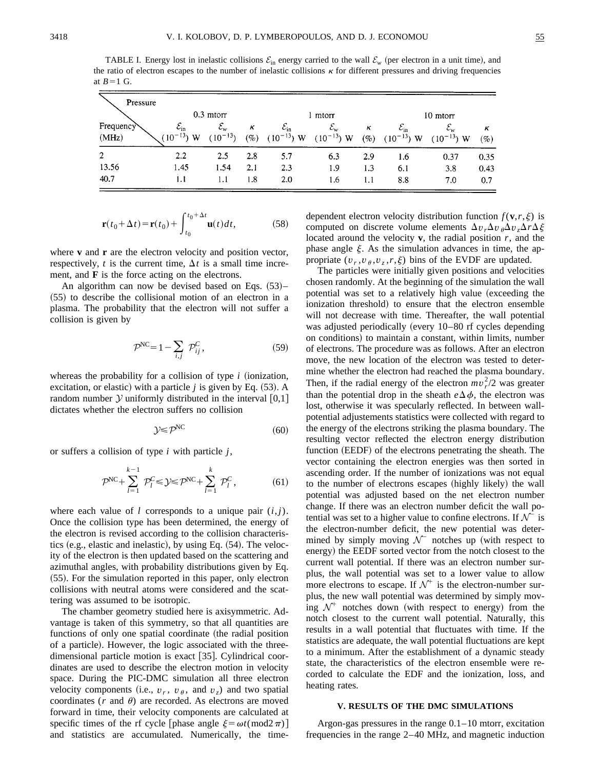TABLE I. Energy lost in inelastic collisions $\mathcal{E}_{in}$ energy carried to the wall $\mathcal{E}_w$ (per electron in a unit time), and the ratio of electron escapes to the number of inelastic collisions $\kappa$ for different pressures and driving frequencies at $B=1$ G.

| Frequency (MHz) \ Pressure | 0.3 mtorr | | | 1 mtorr | | | 10 mtorr | | |
|---|---|---|---|---|---|---|---|---|---|
| | $\mathcal{E}_{in}$ $(10^{-13})$ W | $\mathcal{E}_w$ $(10^{-13})$ | $\kappa$ (%) | $\mathcal{E}_{in}$ $(10^{-13})$ W | $\mathcal{E}_w$ $(10^{-13})$ W | $\kappa$ (%) | $\mathcal{E}_{in}$ $(10^{-13})$ W | $\mathcal{E}_w$ $(10^{-13})$ W | $\kappa$ (%) |
| 2 | 2.2 | 2.5 | 2.8 | 5.7 | 6.3 | 2.9 | 1.6 | 0.37 | 0.35 |
| 13.56 | 1.45 | 1.54 | 2.1 | 2.3 | 1.9 | 1.3 | 6.1 | 3.8 | 0.43 |
| 40.7 | 1.1 | 1.1 | 1.8 | 2.0 | 1.6 | 1.1 | 8.8 | 7.0 | 0.7 |

$$\mathbf{r}(t_0+\Delta t)=\mathbf{r}(t_0)+\int_{t_0}^{t_0+\Delta t}\mathbf{u}(t)dt, \tag{58}$$

where $\mathbf{v}$ and $\mathbf{r}$ are the electron velocity and position vector, respectively, $t$ is the current time, $\Delta t$ is a small time increment, and $\mathbf{F}$ is the force acting on the electrons.

An algorithm can now be devised based on Eqs. (53)–(55) to describe the collisional motion of an electron in a plasma. The probability that the electron will not suffer a collision is given by

$$\mathcal{P}^{\rm NC}=1-\sum_{i,j}\mathcal{P}_{ij}^{C}, \tag{59}$$

whereas the probability for a collision of type $i$ (ionization, excitation, or elastic) with a particle $j$ is given by Eq. (53). A random number $\mathcal{Y}$ uniformly distributed in the interval [0,1] dictates whether the electron suffers no collision

$$\mathcal{Y}\leqslant\mathcal{P}^{\rm NC} \tag{60}$$

or suffers a collision of type $i$ with particle $j$,

$$\mathcal{P}^{\rm NC}+\sum_{l=1}^{k-1}\mathcal{P}_l^C\leqslant\mathcal{Y}\leqslant\mathcal{P}^{\rm NC}+\sum_{l=1}^{k}\mathcal{P}_l^C, \tag{61}$$

where each value of $l$ corresponds to a unique pair $(i,j)$. Once the collision type has been determined, the energy of the electron is revised according to the collision characteristics (e.g., elastic and inelastic), by using Eq. (54). The velocity of the electron is then updated based on the scattering and azimuthal angles, with probability distributions given by Eq. (55). For the simulation reported in this paper, only electron collisions with neutral atoms were considered and the scattering was assumed to be isotropic.

The chamber geometry studied here is axisymmetric. Advantage is taken of this symmetry, so that all quantities are functions of only one spatial coordinate (the radial position of a particle). However, the logic associated with the three-dimensional particle motion is exact [35]. Cylindrical coordinates are used to describe the electron motion in velocity space. During the PIC-DMC simulation all three electron velocity components (i.e., $v_r$, $v_\theta$, and $v_z$) and two spatial coordinates ($r$ and $\theta$) are recorded. As electrons are moved forward in time, their velocity components are calculated at specific times of the rf cycle [phase angle $\xi=\omega t(\mathrm{mod}\,2\pi)$] and statistics are accumulated. Numerically, the time-dependent electron velocity distribution function $f(\mathbf{v},r,\xi)$ is computed on discrete volume elements $\Delta v_r\Delta v_\theta\Delta v_z\Delta r\Delta\xi$ located around the velocity $\mathbf{v}$, the radial position $r$, and the phase angle $\xi$. As the simulation advances in time, the appropriate $(v_r,v_\theta,v_z,r,\xi)$ bins of the EVDF are updated.

The particles were initially given positions and velocities chosen randomly. At the beginning of the simulation the wall potential was set to a relatively high value (exceeding the ionization threshold) to ensure that the electron ensemble will not decrease with time. Thereafter, the wall potential was adjusted periodically (every 10–80 rf cycles depending on conditions) to maintain a constant, within limits, number of electrons. The procedure was as follows. After an electron move, the new location of the electron was tested to determine whether the electron had reached the plasma boundary. Then, if the radial energy of the electron $mv_r^2/2$ was greater than the potential drop in the sheath $e\Delta\phi$, the electron was lost, otherwise it was specularly reflected. In between wall-potential adjustements statistics were collected with regard to the energy of the electrons striking the plasma boundary. The resulting vector reflected the electron energy distribution function (EEDF) of the electrons penetrating the sheath. The vector containing the electron energies was then sorted in ascending order. If the number of ionizations was not equal to the number of electrons escapes (highly likely) the wall potential was adjusted based on the net electron number change. If there was an electron number deficit the wall potential was set to a higher value to confine electrons. If $\mathcal{N}^-$ is the electron-number deficit, the new potential was determined by simply moving $\mathcal{N}^-$ notches up (with respect to energy) the EEDF sorted vector from the notch closest to the current wall potential. If there was an electron number surplus, the wall potential was set to a lower value to allow more electrons to escape. If $\mathcal{N}^+$ is the electron-number surplus, the new wall potential was determined by simply moving $\mathcal{N}^+$ notches down (with respect to energy) from the notch closest to the current wall potential. Naturally, this results in a wall potential that fluctuates with time. If the statistics are adequate, the wall potential fluctuations are kept to a minimum. After the establishment of a dynamic steady state, the characteristics of the electron ensemble were recorded to calculate the EDF and the ionization, loss, and heating rates.

### V. RESULTS OF THE DMC SIMULATIONS

Argon-gas pressures in the range 0.1–10 mtorr, excitation frequencies in the range 2–40 MHz, and magnetic induction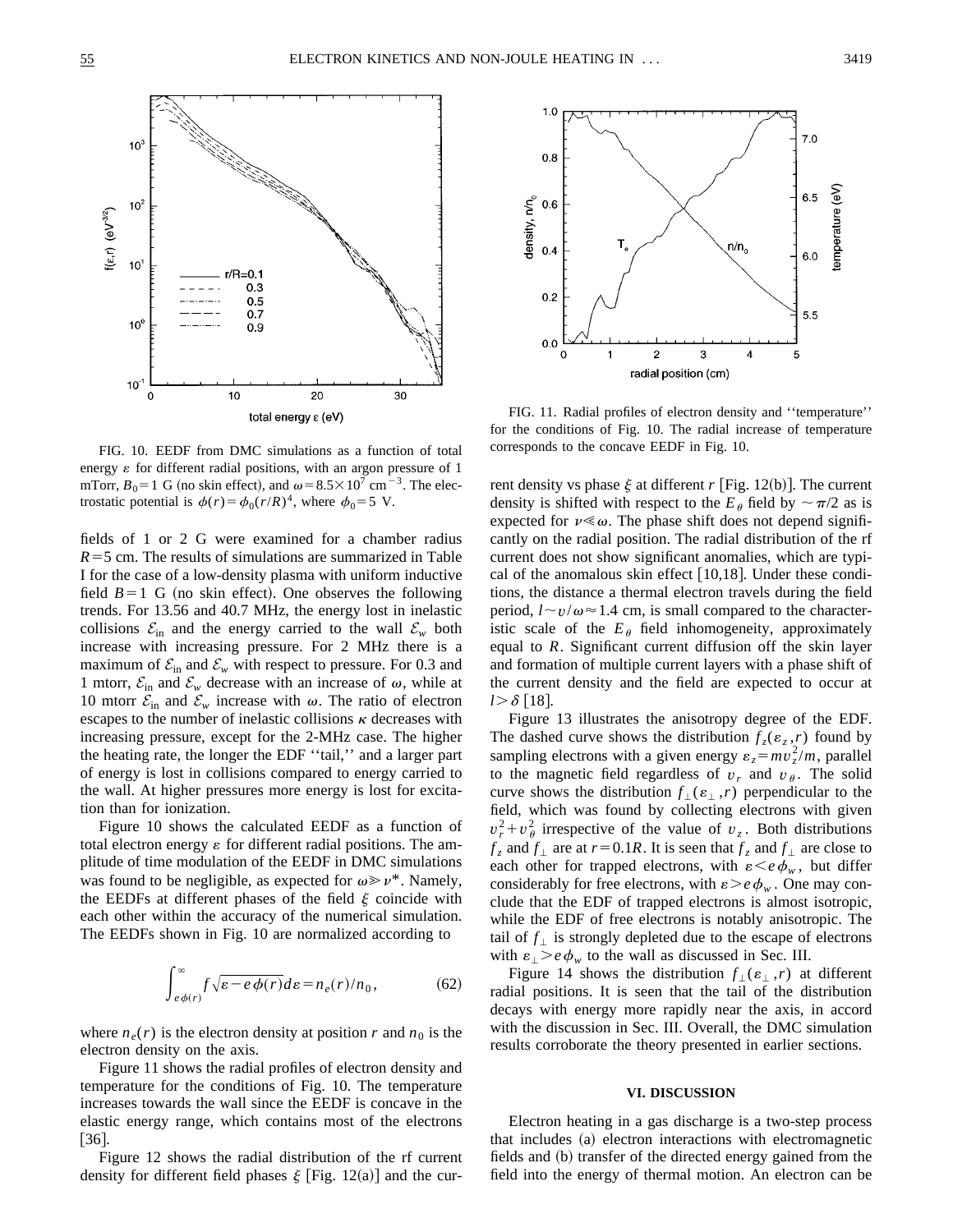FIG. 10. EEDF from DMC simulations as a function of total energy $\varepsilon$ for different radial positions, with an argon pressure of 1 mTorr, $B_0=1$ G (no skin effect), and $\omega=8.5\times10^7$ cm$^{-3}$. The electrostatic potential is $\phi(r)=\phi_0(r/R)^4$, where $\phi_0=5$ V.

fields of 1 or 2 G were examined for a chamber radius $R=5$ cm. The results of simulations are summarized in Table I for the case of a low-density plasma with uniform inductive field $B=1$ G (no skin effect). One observes the following trends. For 13.56 and 40.7 MHz, the energy lost in inelastic collisions $\mathcal{E}_{\rm in}$ and the energy carried to the wall $\mathcal{E}_w$ both increase with increasing pressure. For 2 MHz there is a maximum of $\mathcal{E}_{\rm in}$ and $\mathcal{E}_w$ with respect to pressure. For 0.3 and 1 mtorr, $\mathcal{E}_{\rm in}$ and $\mathcal{E}_w$ decrease with an increase of $\omega$, while at 10 mtorr $\mathcal{E}_{\rm in}$ and $\mathcal{E}_w$ increase with $\omega$. The ratio of electron escapes to the number of inelastic collisions $\kappa$ decreases with increasing pressure, except for the 2-MHz case. The higher the heating rate, the longer the EDF ''tail,'' and a larger part of energy is lost in collisions compared to energy carried to the wall. At higher pressures more energy is lost for excitation than for ionization.

Figure 10 shows the calculated EEDF as a function of total electron energy $\varepsilon$ for different radial positions. The amplitude of time modulation of the EEDF in DMC simulations was found to be negligible, as expected for $\omega\gg\nu^*$. Namely, the EEDFs at different phases of the field $\xi$ coincide with each other within the accuracy of the numerical simulation. The EEDFs shown in Fig. 10 are normalized according to

$$\int_{e\phi(r)}^{\infty} f\sqrt{\varepsilon-e\phi(r)}d\varepsilon=n_e(r)/n_0, \tag{62}$$

where $n_e(r)$ is the electron density at position $r$ and $n_0$ is the electron density on the axis.

Figure 11 shows the radial profiles of electron density and temperature for the conditions of Fig. 10. The temperature increases towards the wall since the EEDF is concave in the elastic energy range, which contains most of the electrons [36].

Figure 12 shows the radial distribution of the rf current density for different field phases $\xi$ [Fig. 12(a)] and the current density vs phase $\xi$ at different $r$ [Fig. 12(b)]. The current density is shifted with respect to the $E_\theta$ field by $\sim\pi/2$ as is expected for $\nu\ll\omega$. The phase shift does not depend significantly on the radial position. The radial distribution of the rf current does not show significant anomalies, which are typical of the anomalous skin effect [10,18]. Under these conditions, the distance a thermal electron travels during the field period, $l\sim v/\omega\approx1.4$ cm, is small compared to the characteristic scale of the $E_\theta$ field inhomogeneity, approximately equal to $R$. Significant current diffusion off the skin layer and formation of multiple current layers with a phase shift of the current density and the field are expected to occur at $l>\delta$ [18].

FIG. 11. Radial profiles of electron density and ''temperature'' for the conditions of Fig. 10. The radial increase of temperature corresponds to the concave EEDF in Fig. 10.

Figure 13 illustrates the anisotropy degree of the EDF. The dashed curve shows the distribution $f_z(\varepsilon_z,r)$ found by sampling electrons with a given energy $\varepsilon_z=mv_z^2/m$, parallel to the magnetic field regardless of $v_r$ and $v_\theta$. The solid curve shows the distribution $f_\perp(\varepsilon_\perp,r)$ perpendicular to the field, which was found by collecting electrons with given $v_r^2+v_\theta^2$ irrespective of the value of $v_z$. Both distributions $f_z$ and $f_\perp$ are at $r=0.1R$. It is seen that $f_z$ and $f_\perp$ are close to each other for trapped electrons, with $\varepsilon<e\phi_w$, but differ considerably for free electrons, with $\varepsilon>e\phi_w$. One may conclude that the EDF of trapped electrons is almost isotropic, while the EDF of free electrons is notably anisotropic. The tail of $f_\perp$ is strongly depleted due to the escape of electrons with $\varepsilon_\perp>e\phi_w$ to the wall as discussed in Sec. III.

Figure 14 shows the distribution $f_\perp(\varepsilon_\perp,r)$ at different radial positions. It is seen that the tail of the distribution decays with energy more rapidly near the axis, in accord with the discussion in Sec. III. Overall, the DMC simulation results corroborate the theory presented in earlier sections.

## VI. DISCUSSION

Electron heating in a gas discharge is a two-step process that includes (a) electron interactions with electromagnetic fields and (b) transfer of the directed energy gained from the field into the energy of thermal motion. An electron can be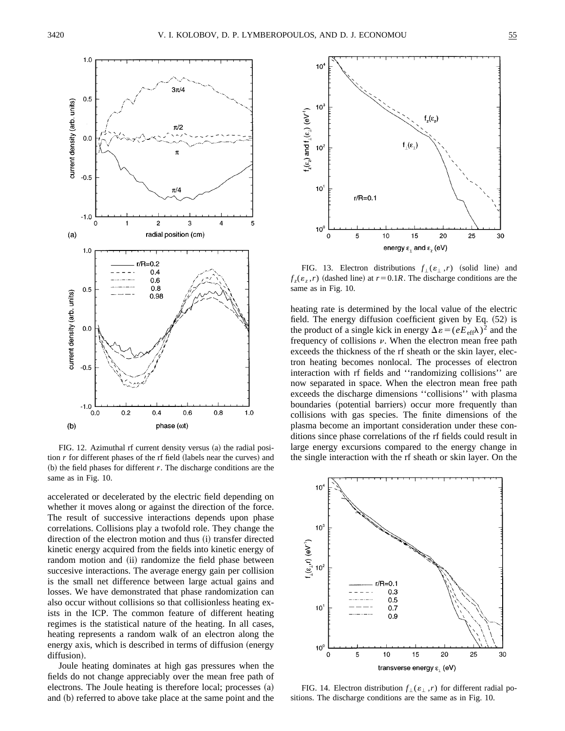FIG. 12. Azimuthal rf current density versus (a) the radial position $r$ for different phases of the rf field (labels near the curves) and (b) the field phases for different $r$. The discharge conditions are the same as in Fig. 10.

FIG. 13. Electron distributions $f_{\perp}(\varepsilon_{\perp}, r)$ (solid line) and $f_z(\varepsilon_z, r)$ (dashed line) at $r = 0.1R$. The discharge conditions are the same as in Fig. 10.

accelerated or decelerated by the electric field depending on whether it moves along or against the direction of the force. The result of successive interactions depends upon phase correlations. Collisions play a twofold role. They change the direction of the electron motion and thus (i) transfer directed kinetic energy acquired from the fields into kinetic energy of random motion and (ii) randomize the field phase between succesive interactions. The average energy gain per collision is the small net difference between large actual gains and losses. We have demonstrated that phase randomization can also occur without collisions so that collisionless heating exists in the ICP. The common feature of different heating regimes is the statistical nature of the heating. In all cases, heating represents a random walk of an electron along the energy axis, which is described in terms of diffusion (energy diffusion).

Joule heating dominates at high gas pressures when the fields do not change appreciably over the mean free path of electrons. The Joule heating is therefore local; processes (a) and (b) referred to above take place at the same point and the heating rate is determined by the local value of the electric field. The energy diffusion coefficient given by Eq. (52) is the product of a single kick in energy $\Delta\varepsilon = (eE_{\mathrm{eff}}\lambda)^2$ and the frequency of collisions $\nu$. When the electron mean free path exceeds the thickness of the rf sheath or the skin layer, electron heating becomes nonlocal. The processes of electron interaction with rf fields and "randomizing collisions" are now separated in space. When the electron mean free path exceeds the discharge dimensions "collisions" with plasma boundaries (potential barriers) occur more frequently than collisions with gas species. The finite dimensions of the plasma become an important consideration under these conditions since phase correlations of the rf fields could result in large energy excursions compared to the energy change in the single interaction with the rf sheath or skin layer. On the

FIG. 14. Electron distribution $f_{\perp}(\varepsilon_{\perp}, r)$ for different radial positions. The discharge conditions are the same as in Fig. 10.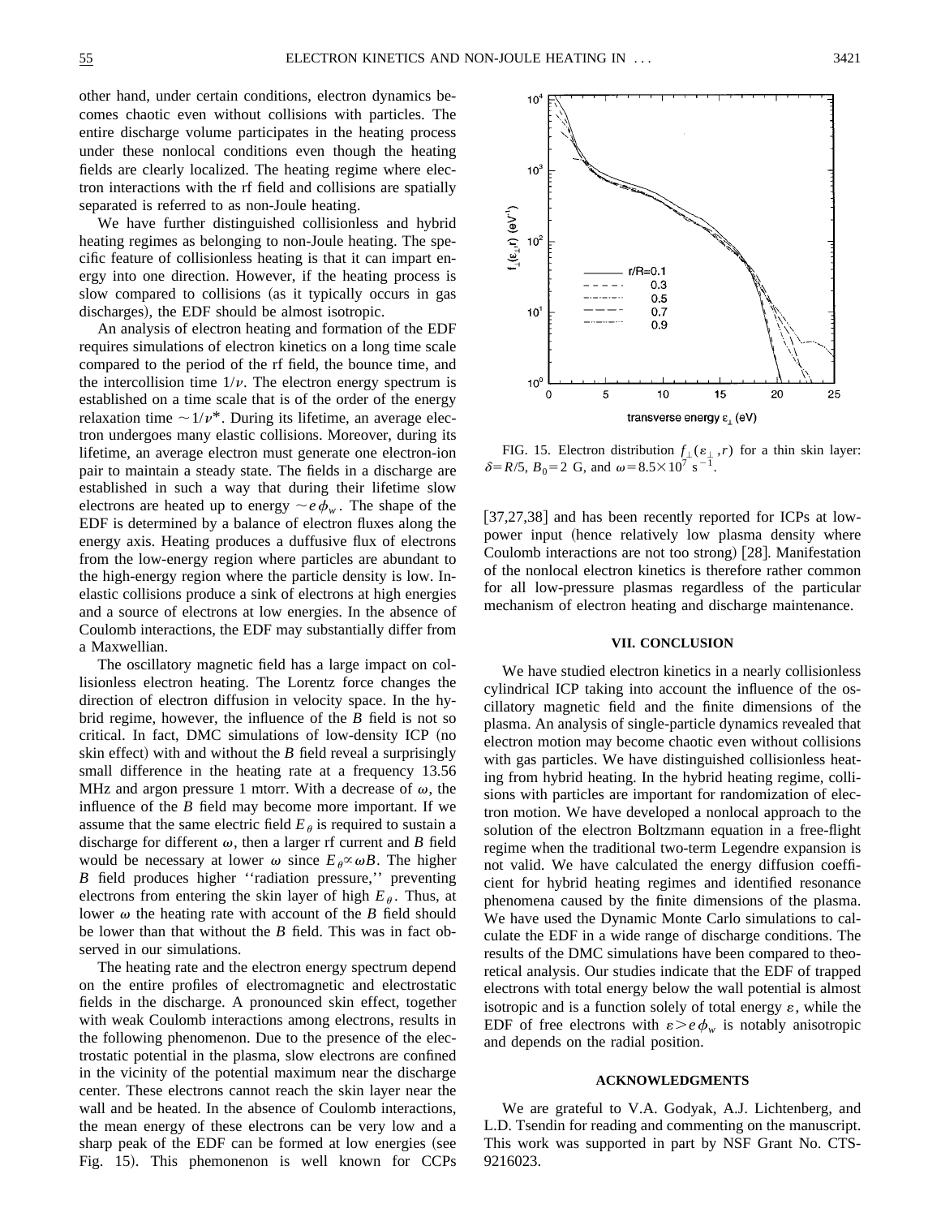other hand, under certain conditions, electron dynamics becomes chaotic even without collisions with particles. The entire discharge volume participates in the heating process under these nonlocal conditions even though the heating fields are clearly localized. The heating regime where electron interactions with the rf field and collisions are spatially separated is referred to as non-Joule heating.

We have further distinguished collisionless and hybrid heating regimes as belonging to non-Joule heating. The specific feature of collisionless heating is that it can impart energy into one direction. However, if the heating process is slow compared to collisions (as it typically occurs in gas discharges), the EDF should be almost isotropic.

An analysis of electron heating and formation of the EDF requires simulations of electron kinetics on a long time scale compared to the period of the rf field, the bounce time, and the intercollision time $1/\nu$. The electron energy spectrum is established on a time scale that is of the order of the energy relaxation time $\sim 1/\nu^*$. During its lifetime, an average electron undergoes many elastic collisions. Moreover, during its lifetime, an average electron must generate one electron-ion pair to maintain a steady state. The fields in a discharge are established in such a way that during their lifetime slow electrons are heated up to energy $\sim e\phi_w$. The shape of the EDF is determined by a balance of electron fluxes along the energy axis. Heating produces a duffusive flux of electrons from the low-energy region where particles are abundant to the high-energy region where the particle density is low. Inelastic collisions produce a sink of electrons at high energies and a source of electrons at low energies. In the absence of Coulomb interactions, the EDF may substantially differ from a Maxwellian.

The oscillatory magnetic field has a large impact on collisionless electron heating. The Lorentz force changes the direction of electron diffusion in velocity space. In the hybrid regime, however, the influence of the $B$ field is not so critical. In fact, DMC simulations of low-density ICP (no skin effect) with and without the $B$ field reveal a surprisingly small difference in the heating rate at a frequency 13.56 MHz and argon pressure 1 mtorr. With a decrease of $\omega$, the influence of the $B$ field may become more important. If we assume that the same electric field $E_\theta$ is required to sustain a discharge for different $\omega$, then a larger rf current and $B$ field would be necessary at lower $\omega$ since $E_\theta \propto \omega B$. The higher $B$ field produces higher ''radiation pressure,'' preventing electrons from entering the skin layer of high $E_\theta$. Thus, at lower $\omega$ the heating rate with account of the $B$ field should be lower than that without the $B$ field. This was in fact observed in our simulations.

The heating rate and the electron energy spectrum depend on the entire profiles of electromagnetic and electrostatic fields in the discharge. A pronounced skin effect, together with weak Coulomb interactions among electrons, results in the following phenomenon. Due to the presence of the electrostatic potential in the plasma, slow electrons are confined in the vicinity of the potential maximum near the discharge center. These electrons cannot reach the skin layer near the wall and be heated. In the absence of Coulomb interactions, the mean energy of these electrons can be very low and a sharp peak of the EDF can be formed at low energies (see Fig. 15). This phemonenon is well known for CCPs [37,27,38] and has been recently reported for ICPs at low-power input (hence relatively low plasma density where Coulomb interactions are not too strong) [28]. Manifestation of the nonlocal electron kinetics is therefore rather common for all low-pressure plasmas regardless of the particular mechanism of electron heating and discharge maintenance.

FIG. 15. Electron distribution $f_\perp(\varepsilon_\perp, r)$ for a thin skin layer: $\delta = R/5$, $B_0 = 2$ G, and $\omega = 8.5\times 10^7$ s$^{-1}$.

## VII. CONCLUSION

We have studied electron kinetics in a nearly collisionless cylindrical ICP taking into account the influence of the oscillatory magnetic field and the finite dimensions of the plasma. An analysis of single-particle dynamics revealed that electron motion may become chaotic even without collisions with gas particles. We have distinguished collisionless heating from hybrid heating. In the hybrid heating regime, collisions with particles are important for randomization of electron motion. We have developed a nonlocal approach to the solution of the electron Boltzmann equation in a free-flight regime when the traditional two-term Legendre expansion is not valid. We have calculated the energy diffusion coefficient for hybrid heating regimes and identified resonance phenomena caused by the finite dimensions of the plasma. We have used the Dynamic Monte Carlo simulations to calculate the EDF in a wide range of discharge conditions. The results of the DMC simulations have been compared to theoretical analysis. Our studies indicate that the EDF of trapped electrons with total energy below the wall potential is almost isotropic and is a function solely of total energy $\varepsilon$, while the EDF of free electrons with $\varepsilon > e\phi_w$ is notably anisotropic and depends on the radial position.

## ACKNOWLEDGMENTS

We are grateful to V.A. Godyak, A.J. Lichtenberg, and L.D. Tsendin for reading and commenting on the manuscript. This work was supported in part by NSF Grant No. CTS-9216023.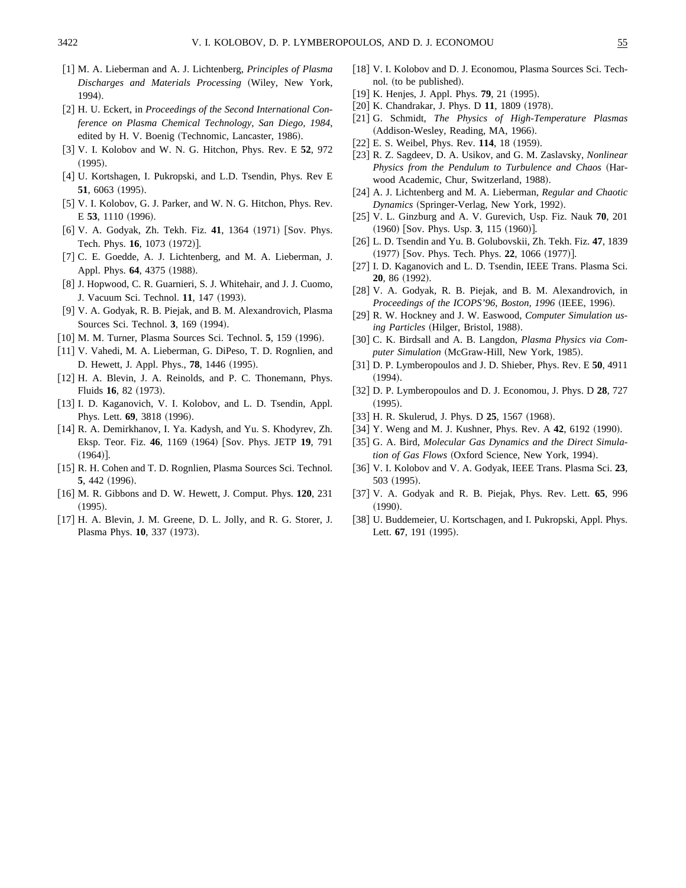[1] M. A. Lieberman and A. J. Lichtenberg, *Principles of Plasma Discharges and Materials Processing* (Wiley, New York, 1994).

[2] H. U. Eckert, in *Proceedings of the Second International Conference on Plasma Chemical Technology, San Diego, 1984*, edited by H. V. Boenig (Technomic, Lancaster, 1986).

[3] V. I. Kolobov and W. N. G. Hitchon, Phys. Rev. E **52**, 972 (1995).

[4] U. Kortshagen, I. Pukropski, and L.D. Tsendin, Phys. Rev E **51**, 6063 (1995).

[5] V. I. Kolobov, G. J. Parker, and W. N. G. Hitchon, Phys. Rev. E **53**, 1110 (1996).

[6] V. A. Godyak, Zh. Tekh. Fiz. **41**, 1364 (1971) [Sov. Phys. Tech. Phys. **16**, 1073 (1972)].

[7] C. E. Goedde, A. J. Lichtenberg, and M. A. Lieberman, J. Appl. Phys. **64**, 4375 (1988).

[8] J. Hopwood, C. R. Guarnieri, S. J. Whitehair, and J. J. Cuomo, J. Vacuum Sci. Technol. **11**, 147 (1993).

[9] V. A. Godyak, R. B. Piejak, and B. M. Alexandrovich, Plasma Sources Sci. Technol. **3**, 169 (1994).

[10] M. M. Turner, Plasma Sources Sci. Technol. **5**, 159 (1996).

[11] V. Vahedi, M. A. Lieberman, G. DiPeso, T. D. Rognlien, and D. Hewett, J. Appl. Phys., **78**, 1446 (1995).

[12] H. A. Blevin, J. A. Reinolds, and P. C. Thonemann, Phys. Fluids **16**, 82 (1973).

[13] I. D. Kaganovich, V. I. Kolobov, and L. D. Tsendin, Appl. Phys. Lett. **69**, 3818 (1996).

[14] R. A. Demirkhanov, I. Ya. Kadysh, and Yu. S. Khodyrev, Zh. Eksp. Teor. Fiz. **46**, 1169 (1964) [Sov. Phys. JETP **19**, 791 (1964)].

[15] R. H. Cohen and T. D. Rognlien, Plasma Sources Sci. Technol. **5**, 442 (1996).

[16] M. R. Gibbons and D. W. Hewett, J. Comput. Phys. **120**, 231 (1995).

[17] H. A. Blevin, J. M. Greene, D. L. Jolly, and R. G. Storer, J. Plasma Phys. **10**, 337 (1973).

[18] V. I. Kolobov and D. J. Economou, Plasma Sources Sci. Technol. (to be published).

[19] K. Henjes, J. Appl. Phys. **79**, 21 (1995).

[20] K. Chandrakar, J. Phys. D **11**, 1809 (1978).

[21] G. Schmidt, *The Physics of High-Temperature Plasmas* (Addison-Wesley, Reading, MA, 1966).

[22] E. S. Weibel, Phys. Rev. **114**, 18 (1959).

[23] R. Z. Sagdeev, D. A. Usikov, and G. M. Zaslavsky, *Nonlinear Physics from the Pendulum to Turbulence and Chaos* (Harwood Academic, Chur, Switzerland, 1988).

[24] A. J. Lichtenberg and M. A. Lieberman, *Regular and Chaotic Dynamics* (Springer-Verlag, New York, 1992).

[25] V. L. Ginzburg and A. V. Gurevich, Usp. Fiz. Nauk **70**, 201 (1960) [Sov. Phys. Usp. **3**, 115 (1960)].

[26] L. D. Tsendin and Yu. B. Golubovskii, Zh. Tekh. Fiz. **47**, 1839 (1977) [Sov. Phys. Tech. Phys. **22**, 1066 (1977)].

[27] I. D. Kaganovich and L. D. Tsendin, IEEE Trans. Plasma Sci. **20**, 86 (1992).

[28] V. A. Godyak, R. B. Piejak, and B. M. Alexandrovich, in *Proceedings of the ICOPS'96, Boston, 1996* (IEEE, 1996).

[29] R. W. Hockney and J. W. Easwood, *Computer Simulation using Particles* (Hilger, Bristol, 1988).

[30] C. K. Birdsall and A. B. Langdon, *Plasma Physics via Computer Simulation* (McGraw-Hill, New York, 1985).

[31] D. P. Lymberopoulos and J. D. Shieber, Phys. Rev. E **50**, 4911 (1994).

[32] D. P. Lymberopoulos and D. J. Economou, J. Phys. D **28**, 727 (1995).

[33] H. R. Skulerud, J. Phys. D **25**, 1567 (1968).

[34] Y. Weng and M. J. Kushner, Phys. Rev. A **42**, 6192 (1990).

[35] G. A. Bird, *Molecular Gas Dynamics and the Direct Simulation of Gas Flows* (Oxford Science, New York, 1994).

[36] V. I. Kolobov and V. A. Godyak, IEEE Trans. Plasma Sci. **23**, 503 (1995).

[37] V. A. Godyak and R. B. Piejak, Phys. Rev. Lett. **65**, 996 (1990).

[38] U. Buddemeier, U. Kortschagen, and I. Pukropski, Appl. Phys. Lett. **67**, 191 (1995).